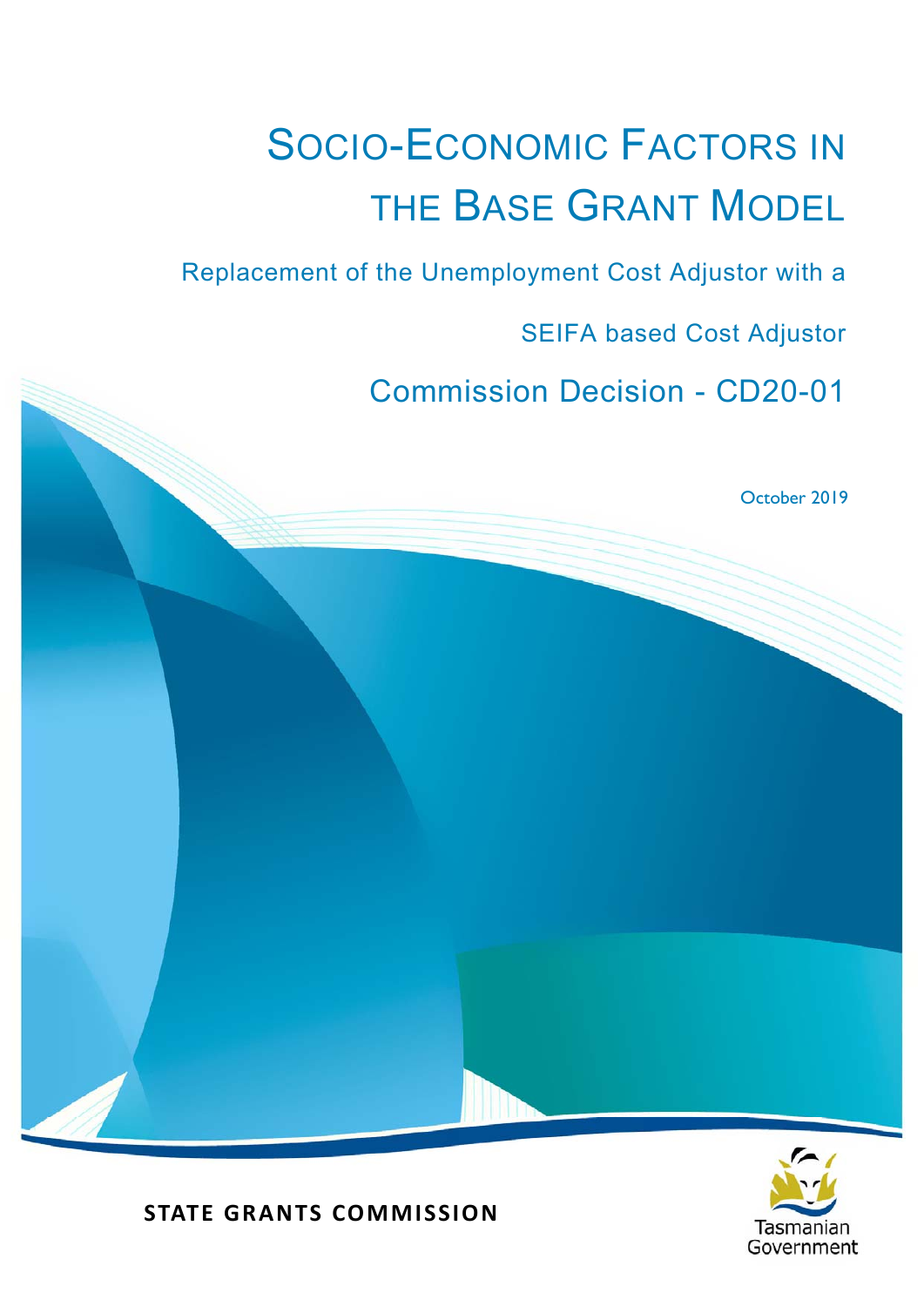# Socio-Economic Factors in the Base Grant Model

## Replacement of the Unemployment Cost Adjustor with a SEIFA based Cost Adjustor

## Commission Decision - CD20-01

October 2019

**STATE GRANTS COMMISSION**

Tasmanian Government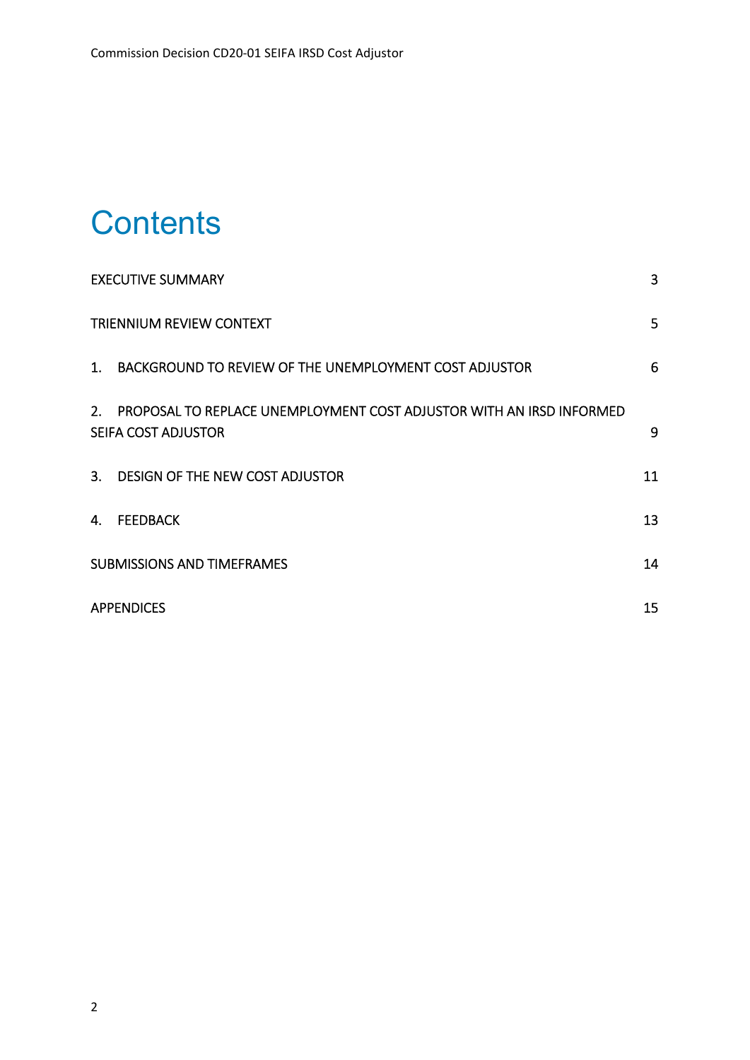# Contents

| | |
|---|---|
| EXECUTIVE SUMMARY | 3 |
| TRIENNIUM REVIEW CONTEXT | 5 |
| 1. BACKGROUND TO REVIEW OF THE UNEMPLOYMENT COST ADJUSTOR | 6 |
| 2. PROPOSAL TO REPLACE UNEMPLOYMENT COST ADJUSTOR WITH AN IRSD INFORMED SEIFA COST ADJUSTOR | 9 |
| 3. DESIGN OF THE NEW COST ADJUSTOR | 11 |
| 4. FEEDBACK | 13 |
| SUBMISSIONS AND TIMEFRAMES | 14 |
| APPENDICES | 15 |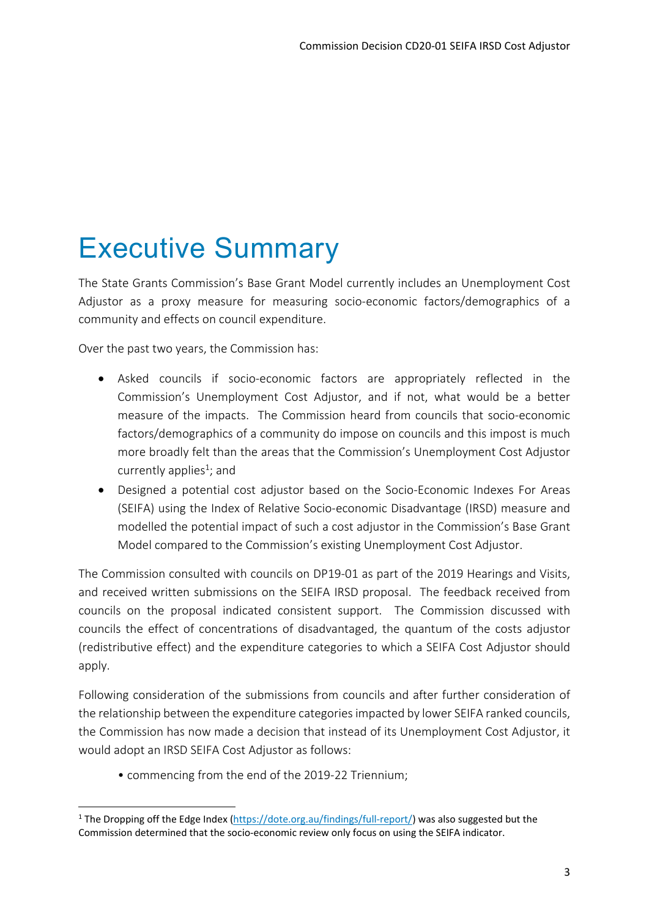# Executive Summary

The State Grants Commission's Base Grant Model currently includes an Unemployment Cost Adjustor as a proxy measure for measuring socio-economic factors/demographics of a community and effects on council expenditure.

Over the past two years, the Commission has:

- Asked councils if socio-economic factors are appropriately reflected in the Commission's Unemployment Cost Adjustor, and if not, what would be a better measure of the impacts. The Commission heard from councils that socio-economic factors/demographics of a community do impose on councils and this impost is much more broadly felt than the areas that the Commission's Unemployment Cost Adjustor currently applies[1]; and
- Designed a potential cost adjustor based on the Socio-Economic Indexes For Areas (SEIFA) using the Index of Relative Socio-economic Disadvantage (IRSD) measure and modelled the potential impact of such a cost adjustor in the Commission's Base Grant Model compared to the Commission's existing Unemployment Cost Adjustor.

The Commission consulted with councils on DP19-01 as part of the 2019 Hearings and Visits, and received written submissions on the SEIFA IRSD proposal. The feedback received from councils on the proposal indicated consistent support. The Commission discussed with councils the effect of concentrations of disadvantaged, the quantum of the costs adjustor (redistributive effect) and the expenditure categories to which a SEIFA Cost Adjustor should apply.

Following consideration of the submissions from councils and after further consideration of the relationship between the expenditure categories impacted by lower SEIFA ranked councils, the Commission has now made a decision that instead of its Unemployment Cost Adjustor, it would adopt an IRSD SEIFA Cost Adjustor as follows:

- commencing from the end of the 2019-22 Triennium;

[1] The Dropping off the Edge Index (https://dote.org.au/findings/full-report/) was also suggested but the Commission determined that the socio-economic review only focus on using the SEIFA indicator.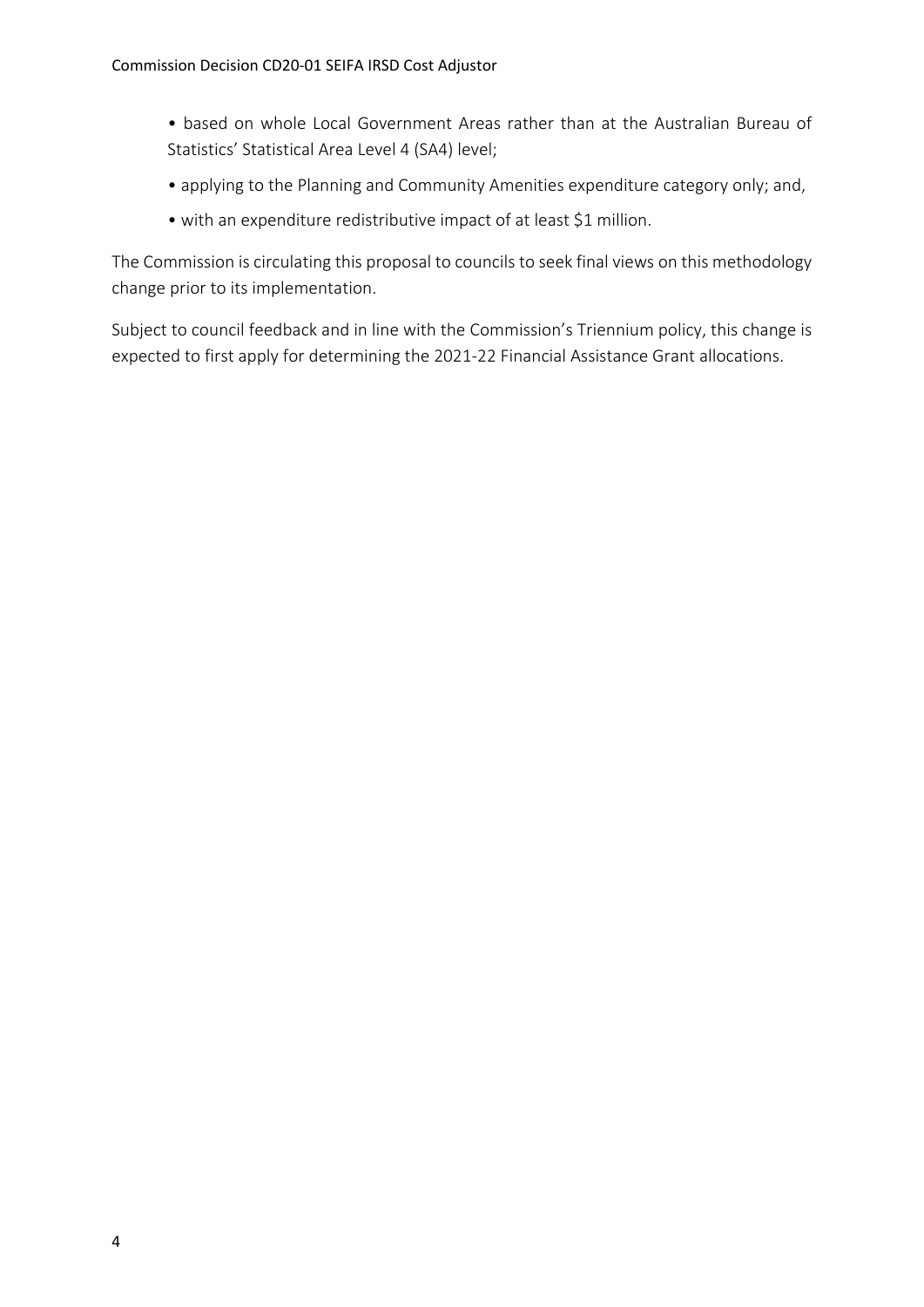- based on whole Local Government Areas rather than at the Australian Bureau of Statistics' Statistical Area Level 4 (SA4) level;
- applying to the Planning and Community Amenities expenditure category only; and,
- with an expenditure redistributive impact of at least $1 million.

The Commission is circulating this proposal to councils to seek final views on this methodology change prior to its implementation.

Subject to council feedback and in line with the Commission's Triennium policy, this change is expected to first apply for determining the 2021-22 Financial Assistance Grant allocations.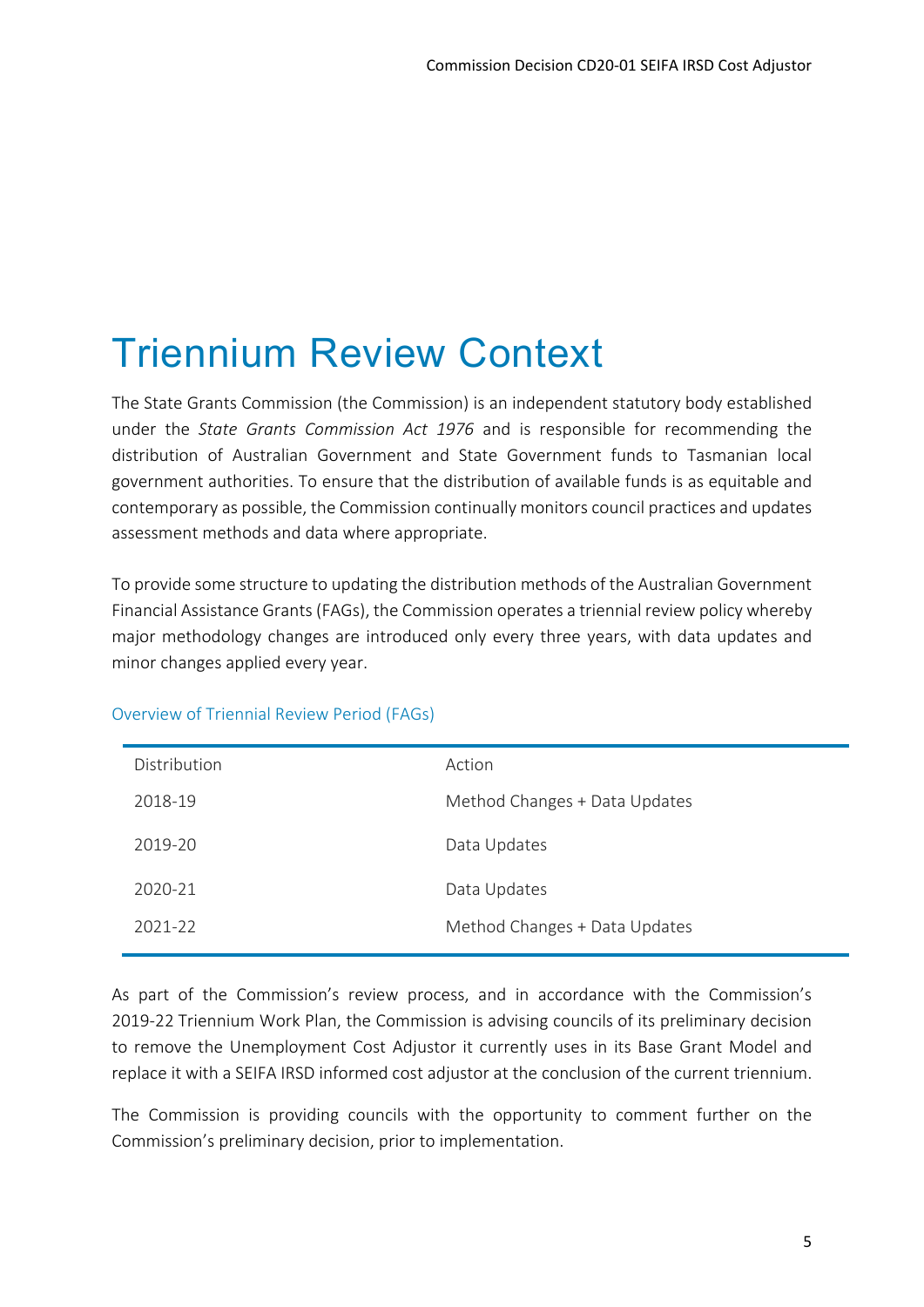# Triennium Review Context

The State Grants Commission (the Commission) is an independent statutory body established under the *State Grants Commission Act 1976* and is responsible for recommending the distribution of Australian Government and State Government funds to Tasmanian local government authorities. To ensure that the distribution of available funds is as equitable and contemporary as possible, the Commission continually monitors council practices and updates assessment methods and data where appropriate.

To provide some structure to updating the distribution methods of the Australian Government Financial Assistance Grants (FAGs), the Commission operates a triennial review policy whereby major methodology changes are introduced only every three years, with data updates and minor changes applied every year.

Overview of Triennial Review Period (FAGs)

| Distribution | Action |
|---|---|
| 2018-19 | Method Changes + Data Updates |
| 2019-20 | Data Updates |
| 2020-21 | Data Updates |
| 2021-22 | Method Changes + Data Updates |

As part of the Commission's review process, and in accordance with the Commission's 2019-22 Triennium Work Plan, the Commission is advising councils of its preliminary decision to remove the Unemployment Cost Adjustor it currently uses in its Base Grant Model and replace it with a SEIFA IRSD informed cost adjustor at the conclusion of the current triennium.

The Commission is providing councils with the opportunity to comment further on the Commission's preliminary decision, prior to implementation.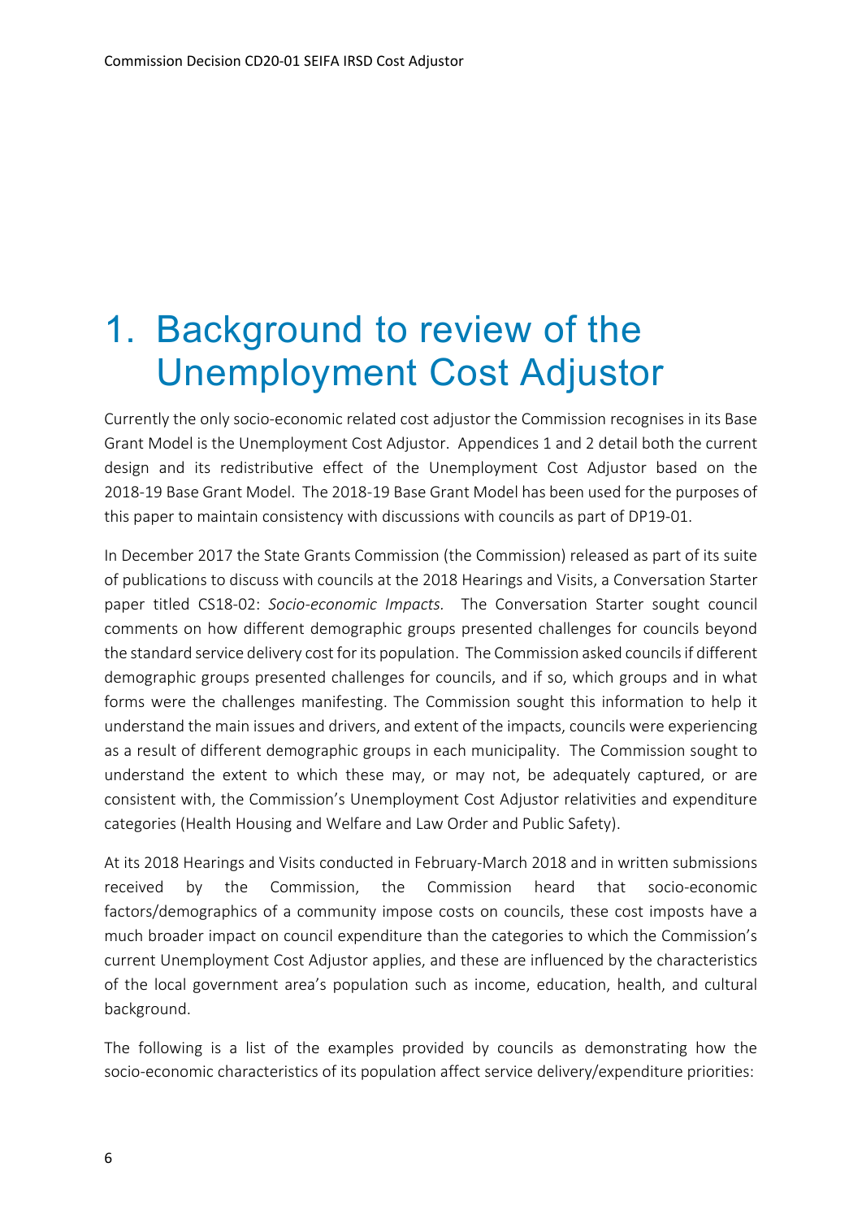# 1. Background to review of the Unemployment Cost Adjustor

Currently the only socio-economic related cost adjustor the Commission recognises in its Base Grant Model is the Unemployment Cost Adjustor. Appendices 1 and 2 detail both the current design and its redistributive effect of the Unemployment Cost Adjustor based on the 2018-19 Base Grant Model. The 2018-19 Base Grant Model has been used for the purposes of this paper to maintain consistency with discussions with councils as part of DP19-01.

In December 2017 the State Grants Commission (the Commission) released as part of its suite of publications to discuss with councils at the 2018 Hearings and Visits, a Conversation Starter paper titled CS18-02: *Socio-economic Impacts.* The Conversation Starter sought council comments on how different demographic groups presented challenges for councils beyond the standard service delivery cost for its population. The Commission asked councils if different demographic groups presented challenges for councils, and if so, which groups and in what forms were the challenges manifesting. The Commission sought this information to help it understand the main issues and drivers, and extent of the impacts, councils were experiencing as a result of different demographic groups in each municipality. The Commission sought to understand the extent to which these may, or may not, be adequately captured, or are consistent with, the Commission's Unemployment Cost Adjustor relativities and expenditure categories (Health Housing and Welfare and Law Order and Public Safety).

At its 2018 Hearings and Visits conducted in February-March 2018 and in written submissions received by the Commission, the Commission heard that socio-economic factors/demographics of a community impose costs on councils, these cost imposts have a much broader impact on council expenditure than the categories to which the Commission's current Unemployment Cost Adjustor applies, and these are influenced by the characteristics of the local government area's population such as income, education, health, and cultural background.

The following is a list of the examples provided by councils as demonstrating how the socio-economic characteristics of its population affect service delivery/expenditure priorities: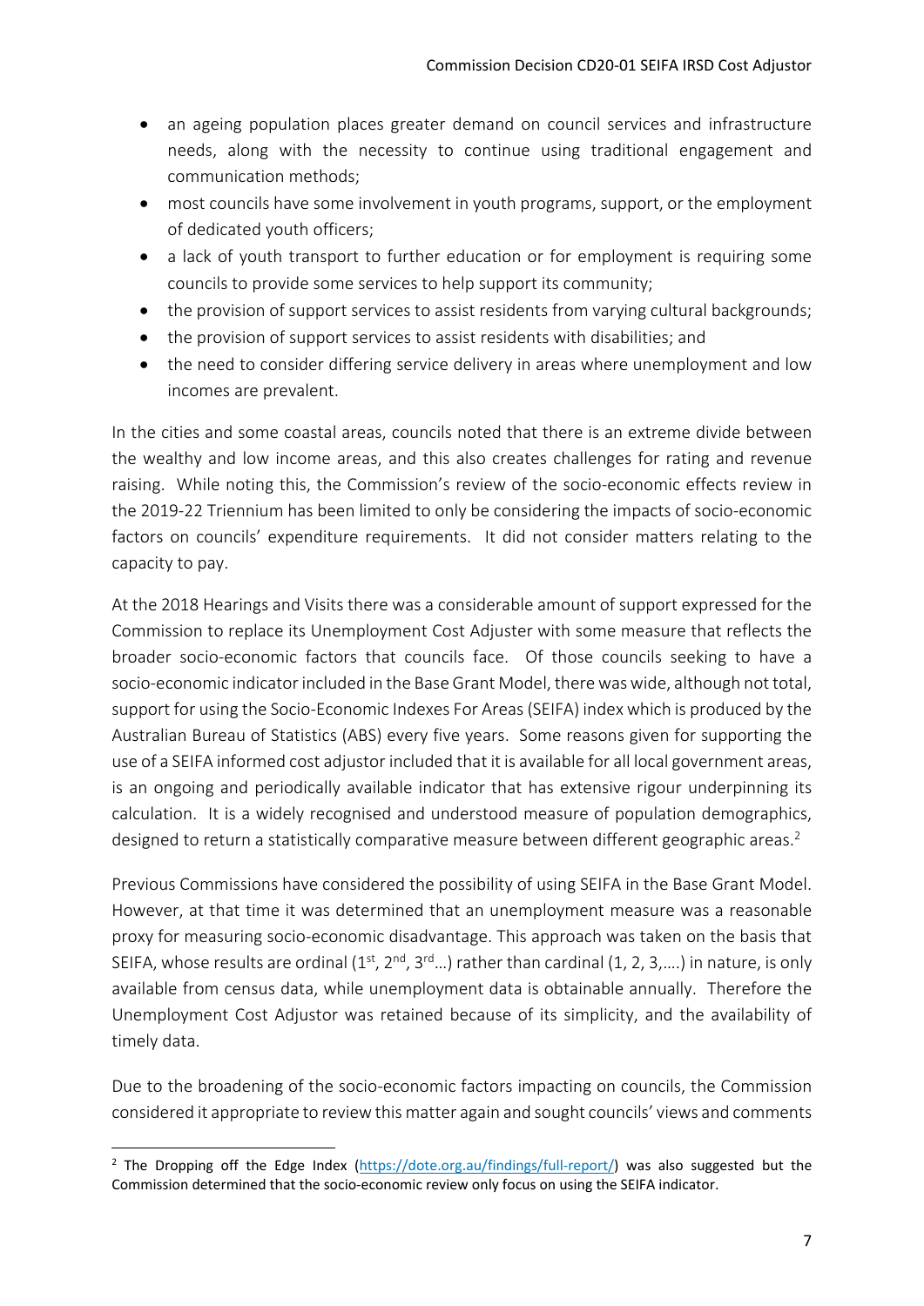- an ageing population places greater demand on council services and infrastructure needs, along with the necessity to continue using traditional engagement and communication methods;
- most councils have some involvement in youth programs, support, or the employment of dedicated youth officers;
- a lack of youth transport to further education or for employment is requiring some councils to provide some services to help support its community;
- the provision of support services to assist residents from varying cultural backgrounds;
- the provision of support services to assist residents with disabilities; and
- the need to consider differing service delivery in areas where unemployment and low incomes are prevalent.

In the cities and some coastal areas, councils noted that there is an extreme divide between the wealthy and low income areas, and this also creates challenges for rating and revenue raising. While noting this, the Commission's review of the socio-economic effects review in the 2019-22 Triennium has been limited to only be considering the impacts of socio-economic factors on councils' expenditure requirements. It did not consider matters relating to the capacity to pay.

At the 2018 Hearings and Visits there was a considerable amount of support expressed for the Commission to replace its Unemployment Cost Adjuster with some measure that reflects the broader socio-economic factors that councils face. Of those councils seeking to have a socio-economic indicator included in the Base Grant Model, there was wide, although not total, support for using the Socio-Economic Indexes For Areas (SEIFA) index which is produced by the Australian Bureau of Statistics (ABS) every five years. Some reasons given for supporting the use of a SEIFA informed cost adjustor included that it is available for all local government areas, is an ongoing and periodically available indicator that has extensive rigour underpinning its calculation. It is a widely recognised and understood measure of population demographics, designed to return a statistically comparative measure between different geographic areas.[2]

Previous Commissions have considered the possibility of using SEIFA in the Base Grant Model. However, at that time it was determined that an unemployment measure was a reasonable proxy for measuring socio-economic disadvantage. This approach was taken on the basis that SEIFA, whose results are ordinal (1st, 2nd, 3rd…) rather than cardinal (1, 2, 3,….) in nature, is only available from census data, while unemployment data is obtainable annually. Therefore the Unemployment Cost Adjustor was retained because of its simplicity, and the availability of timely data.

Due to the broadening of the socio-economic factors impacting on councils, the Commission considered it appropriate to review this matter again and sought councils' views and comments

[2] The Dropping off the Edge Index (https://dote.org.au/findings/full-report/) was also suggested but the Commission determined that the socio-economic review only focus on using the SEIFA indicator.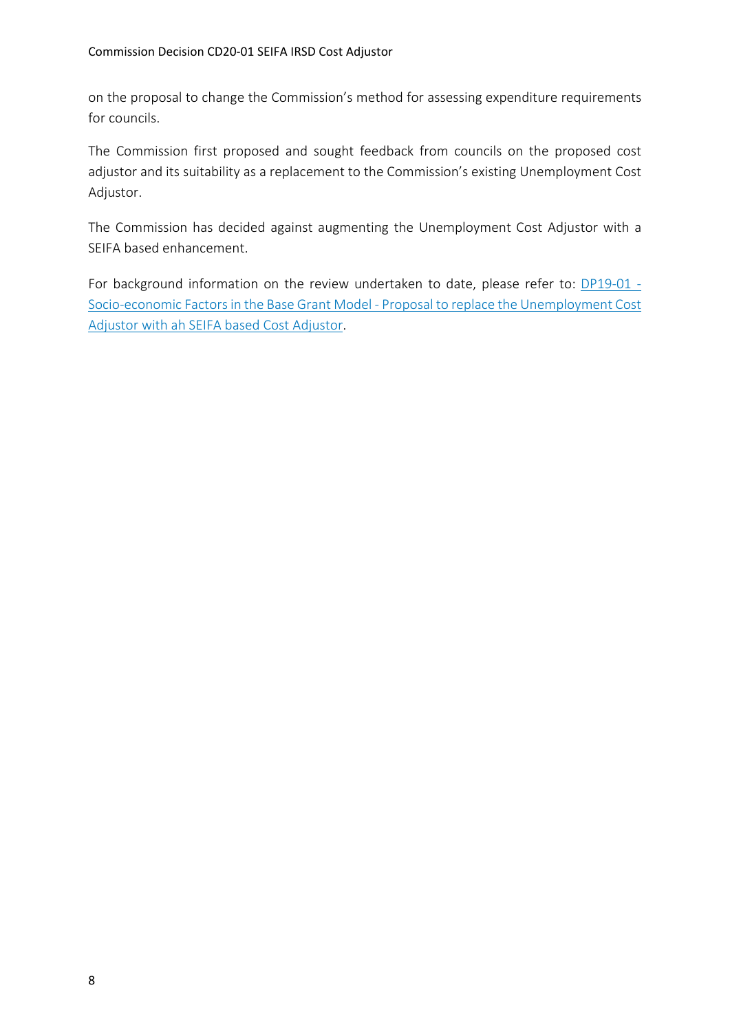on the proposal to change the Commission's method for assessing expenditure requirements for councils.

The Commission first proposed and sought feedback from councils on the proposed cost adjustor and its suitability as a replacement to the Commission's existing Unemployment Cost Adjustor.

The Commission has decided against augmenting the Unemployment Cost Adjustor with a SEIFA based enhancement.

For background information on the review undertaken to date, please refer to: DP19-01 - Socio-economic Factors in the Base Grant Model - Proposal to replace the Unemployment Cost Adjustor with ah SEIFA based Cost Adjustor.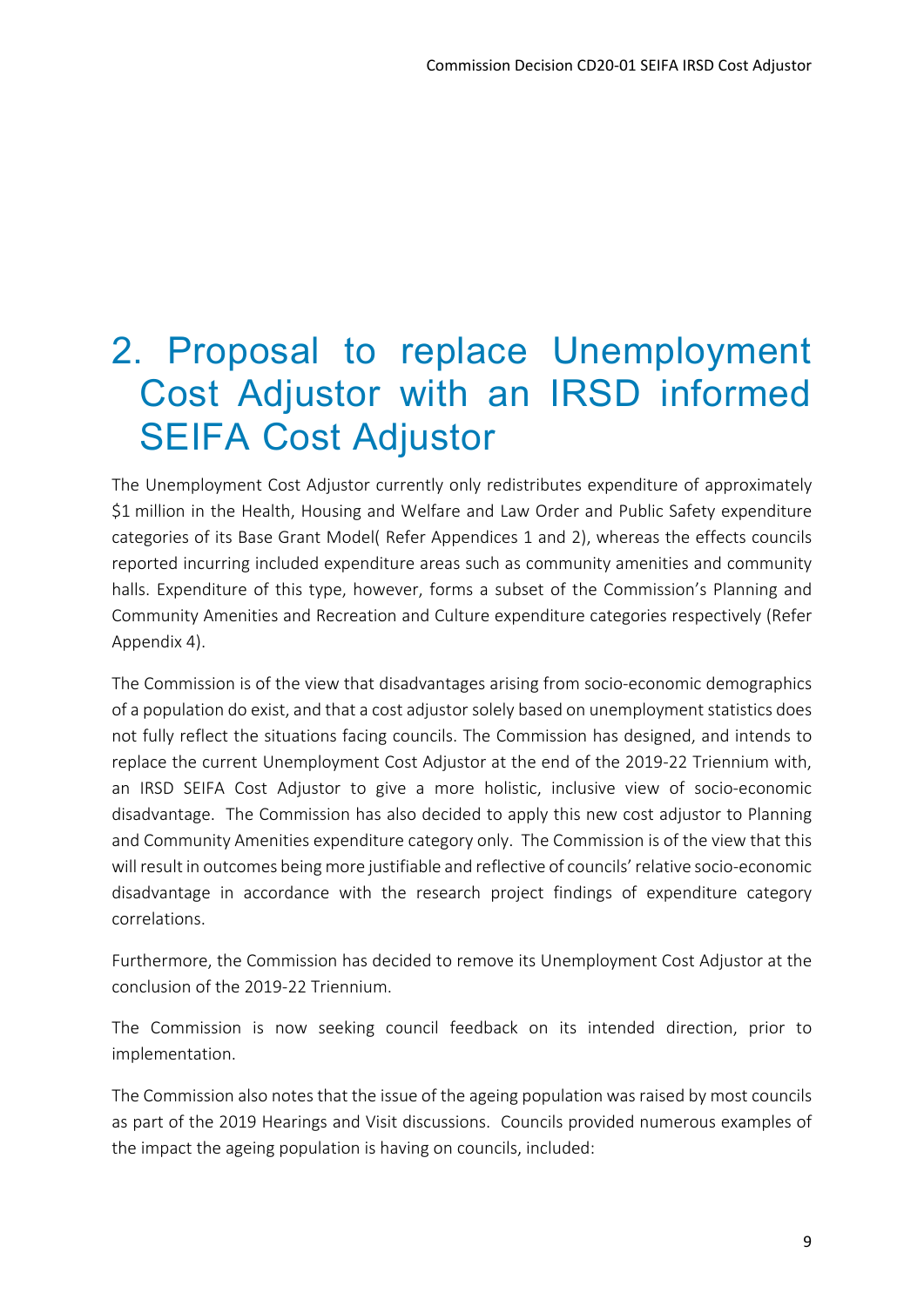# 2. Proposal to replace Unemployment Cost Adjustor with an IRSD informed SEIFA Cost Adjustor

The Unemployment Cost Adjustor currently only redistributes expenditure of approximately $1 million in the Health, Housing and Welfare and Law Order and Public Safety expenditure categories of its Base Grant Model( Refer Appendices 1 and 2), whereas the effects councils reported incurring included expenditure areas such as community amenities and community halls. Expenditure of this type, however, forms a subset of the Commission's Planning and Community Amenities and Recreation and Culture expenditure categories respectively (Refer Appendix 4).

The Commission is of the view that disadvantages arising from socio-economic demographics of a population do exist, and that a cost adjustor solely based on unemployment statistics does not fully reflect the situations facing councils. The Commission has designed, and intends to replace the current Unemployment Cost Adjustor at the end of the 2019-22 Triennium with, an IRSD SEIFA Cost Adjustor to give a more holistic, inclusive view of socio-economic disadvantage. The Commission has also decided to apply this new cost adjustor to Planning and Community Amenities expenditure category only. The Commission is of the view that this will result in outcomes being more justifiable and reflective of councils' relative socio-economic disadvantage in accordance with the research project findings of expenditure category correlations.

Furthermore, the Commission has decided to remove its Unemployment Cost Adjustor at the conclusion of the 2019-22 Triennium.

The Commission is now seeking council feedback on its intended direction, prior to implementation.

The Commission also notes that the issue of the ageing population was raised by most councils as part of the 2019 Hearings and Visit discussions. Councils provided numerous examples of the impact the ageing population is having on councils, included: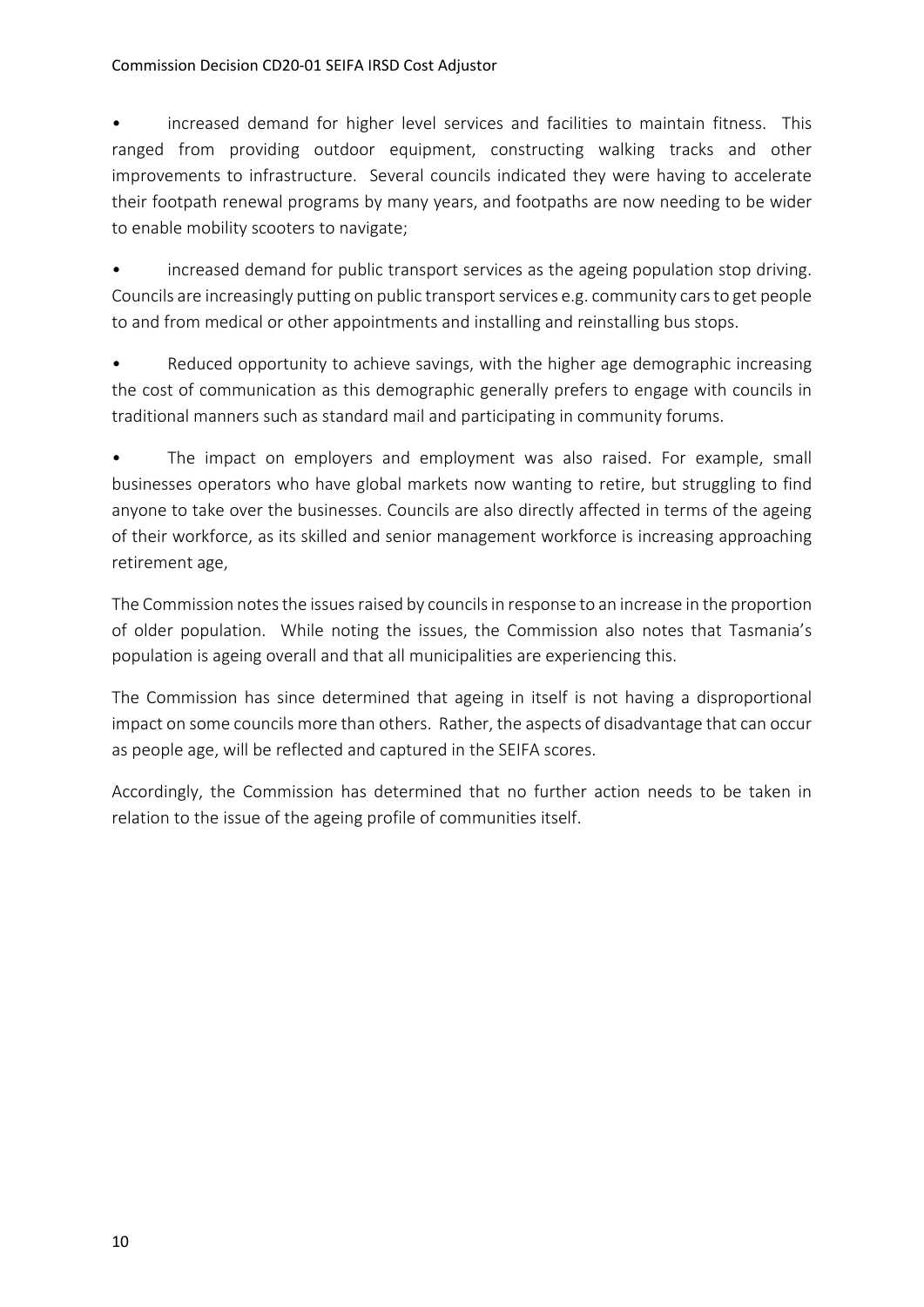- increased demand for higher level services and facilities to maintain fitness. This ranged from providing outdoor equipment, constructing walking tracks and other improvements to infrastructure. Several councils indicated they were having to accelerate their footpath renewal programs by many years, and footpaths are now needing to be wider to enable mobility scooters to navigate;

- increased demand for public transport services as the ageing population stop driving. Councils are increasingly putting on public transport services e.g. community cars to get people to and from medical or other appointments and installing and reinstalling bus stops.

- Reduced opportunity to achieve savings, with the higher age demographic increasing the cost of communication as this demographic generally prefers to engage with councils in traditional manners such as standard mail and participating in community forums.

- The impact on employers and employment was also raised. For example, small businesses operators who have global markets now wanting to retire, but struggling to find anyone to take over the businesses. Councils are also directly affected in terms of the ageing of their workforce, as its skilled and senior management workforce is increasing approaching retirement age,

The Commission notes the issues raised by councils in response to an increase in the proportion of older population. While noting the issues, the Commission also notes that Tasmania's population is ageing overall and that all municipalities are experiencing this.

The Commission has since determined that ageing in itself is not having a disproportional impact on some councils more than others. Rather, the aspects of disadvantage that can occur as people age, will be reflected and captured in the SEIFA scores.

Accordingly, the Commission has determined that no further action needs to be taken in relation to the issue of the ageing profile of communities itself.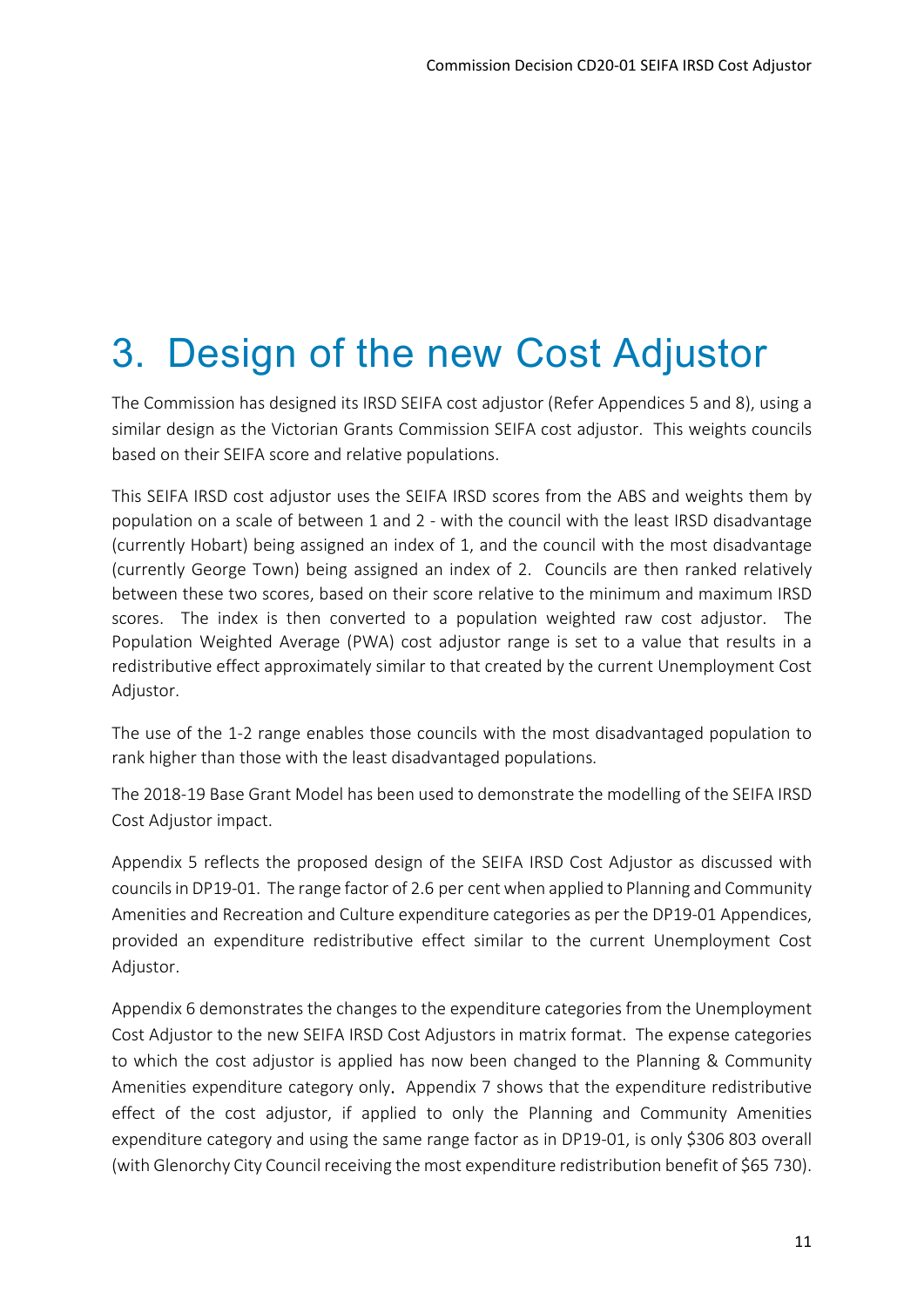# 3. Design of the new Cost Adjustor

The Commission has designed its IRSD SEIFA cost adjustor (Refer Appendices 5 and 8), using a similar design as the Victorian Grants Commission SEIFA cost adjustor. This weights councils based on their SEIFA score and relative populations.

This SEIFA IRSD cost adjustor uses the SEIFA IRSD scores from the ABS and weights them by population on a scale of between 1 and 2 - with the council with the least IRSD disadvantage (currently Hobart) being assigned an index of 1, and the council with the most disadvantage (currently George Town) being assigned an index of 2. Councils are then ranked relatively between these two scores, based on their score relative to the minimum and maximum IRSD scores. The index is then converted to a population weighted raw cost adjustor. The Population Weighted Average (PWA) cost adjustor range is set to a value that results in a redistributive effect approximately similar to that created by the current Unemployment Cost Adjustor.

The use of the 1-2 range enables those councils with the most disadvantaged population to rank higher than those with the least disadvantaged populations.

The 2018-19 Base Grant Model has been used to demonstrate the modelling of the SEIFA IRSD Cost Adjustor impact.

Appendix 5 reflects the proposed design of the SEIFA IRSD Cost Adjustor as discussed with councils in DP19-01. The range factor of 2.6 per cent when applied to Planning and Community Amenities and Recreation and Culture expenditure categories as per the DP19-01 Appendices, provided an expenditure redistributive effect similar to the current Unemployment Cost Adjustor.

Appendix 6 demonstrates the changes to the expenditure categories from the Unemployment Cost Adjustor to the new SEIFA IRSD Cost Adjustors in matrix format. The expense categories to which the cost adjustor is applied has now been changed to the Planning & Community Amenities expenditure category only. Appendix 7 shows that the expenditure redistributive effect of the cost adjustor, if applied to only the Planning and Community Amenities expenditure category and using the same range factor as in DP19-01, is only $306 803 overall (with Glenorchy City Council receiving the most expenditure redistribution benefit of $65 730).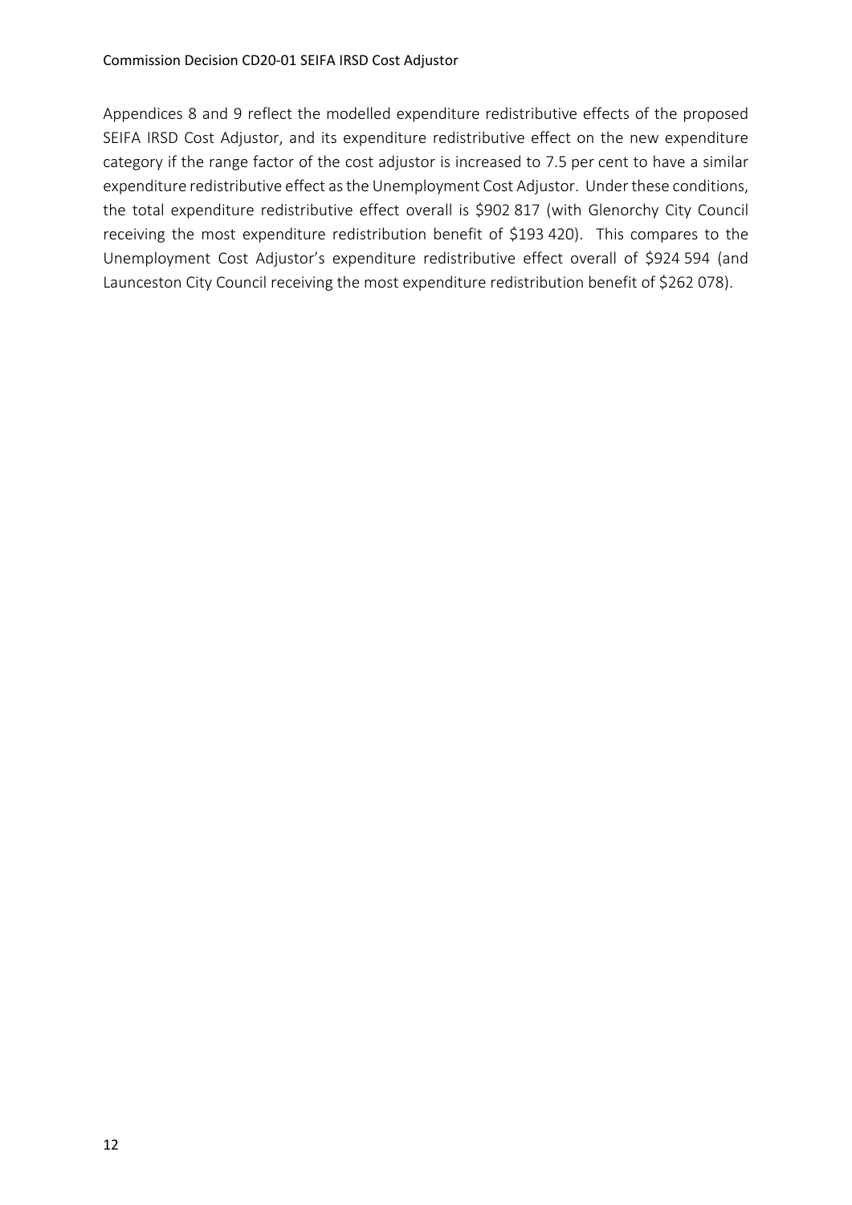Appendices 8 and 9 reflect the modelled expenditure redistributive effects of the proposed SEIFA IRSD Cost Adjustor, and its expenditure redistributive effect on the new expenditure category if the range factor of the cost adjustor is increased to 7.5 per cent to have a similar expenditure redistributive effect as the Unemployment Cost Adjustor. Under these conditions, the total expenditure redistributive effect overall is \$902 817 (with Glenorchy City Council receiving the most expenditure redistribution benefit of \$193 420). This compares to the Unemployment Cost Adjustor's expenditure redistributive effect overall of \$924 594 (and Launceston City Council receiving the most expenditure redistribution benefit of \$262 078).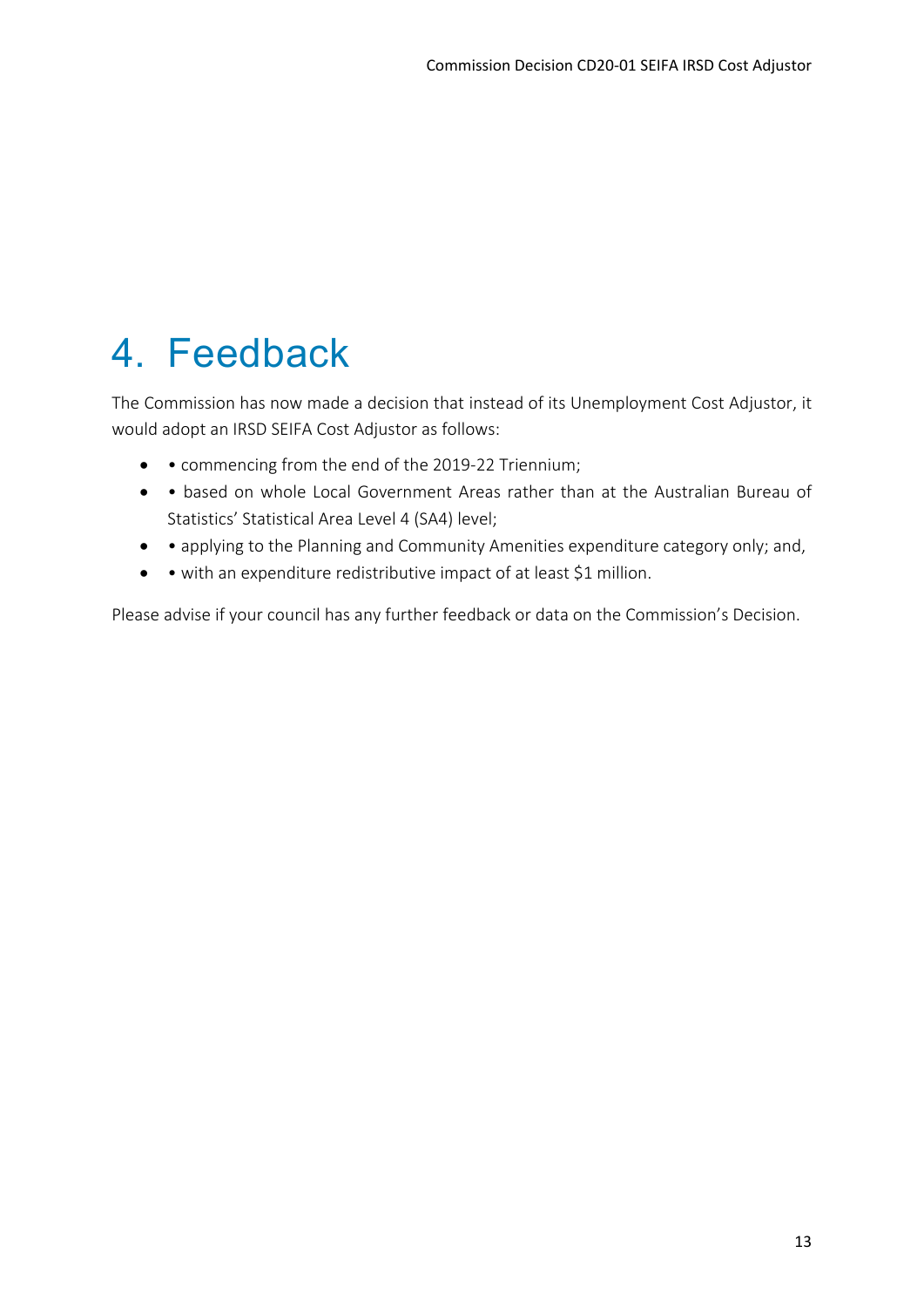# 4. Feedback

The Commission has now made a decision that instead of its Unemployment Cost Adjustor, it would adopt an IRSD SEIFA Cost Adjustor as follows:

- • commencing from the end of the 2019-22 Triennium;
- • based on whole Local Government Areas rather than at the Australian Bureau of Statistics' Statistical Area Level 4 (SA4) level;
- • applying to the Planning and Community Amenities expenditure category only; and,
- • with an expenditure redistributive impact of at least $1 million.

Please advise if your council has any further feedback or data on the Commission's Decision.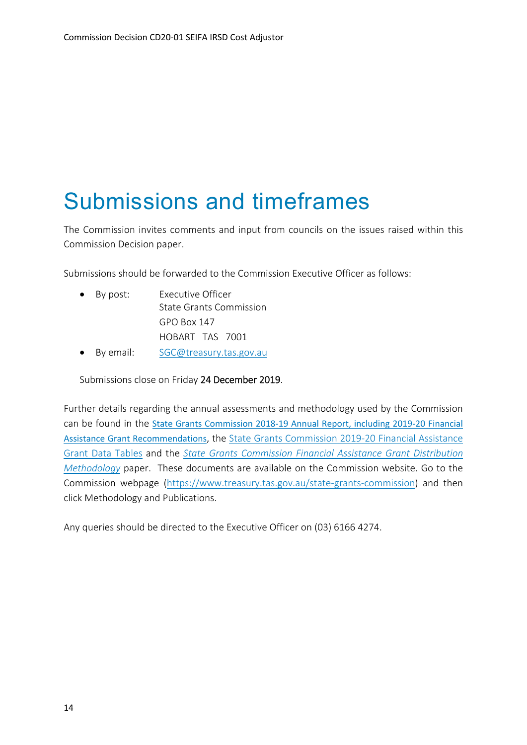# Submissions and timeframes

The Commission invites comments and input from councils on the issues raised within this Commission Decision paper.

Submissions should be forwarded to the Commission Executive Officer as follows:

- By post: Executive Officer
  State Grants Commission
  GPO Box 147
  HOBART TAS 7001
- By email: SGC@treasury.tas.gov.au

Submissions close on Friday 24 December 2019.

Further details regarding the annual assessments and methodology used by the Commission can be found in the State Grants Commission 2018-19 Annual Report, including 2019-20 Financial Assistance Grant Recommendations, the State Grants Commission 2019-20 Financial Assistance Grant Data Tables and the *State Grants Commission Financial Assistance Grant Distribution Methodology* paper. These documents are available on the Commission website. Go to the Commission webpage (https://www.treasury.tas.gov.au/state-grants-commission) and then click Methodology and Publications.

Any queries should be directed to the Executive Officer on (03) 6166 4274.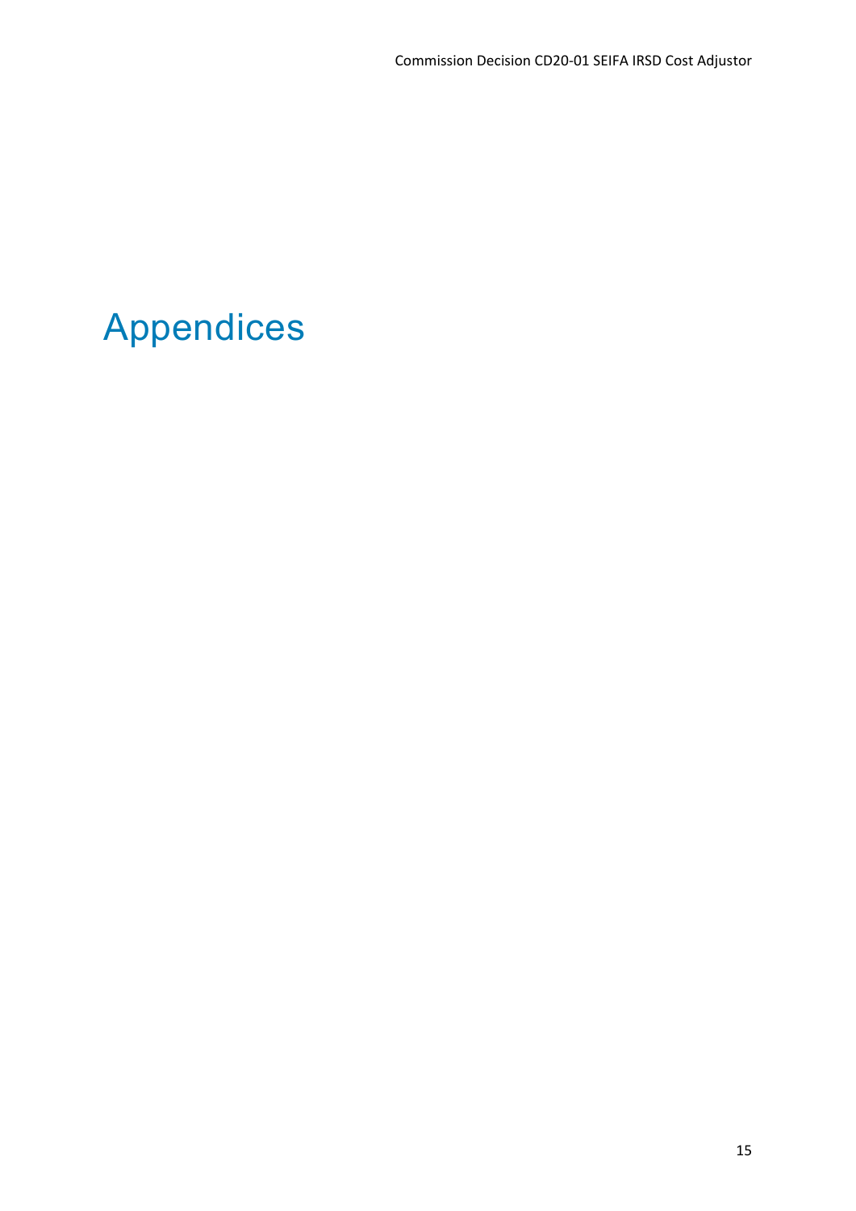# Appendices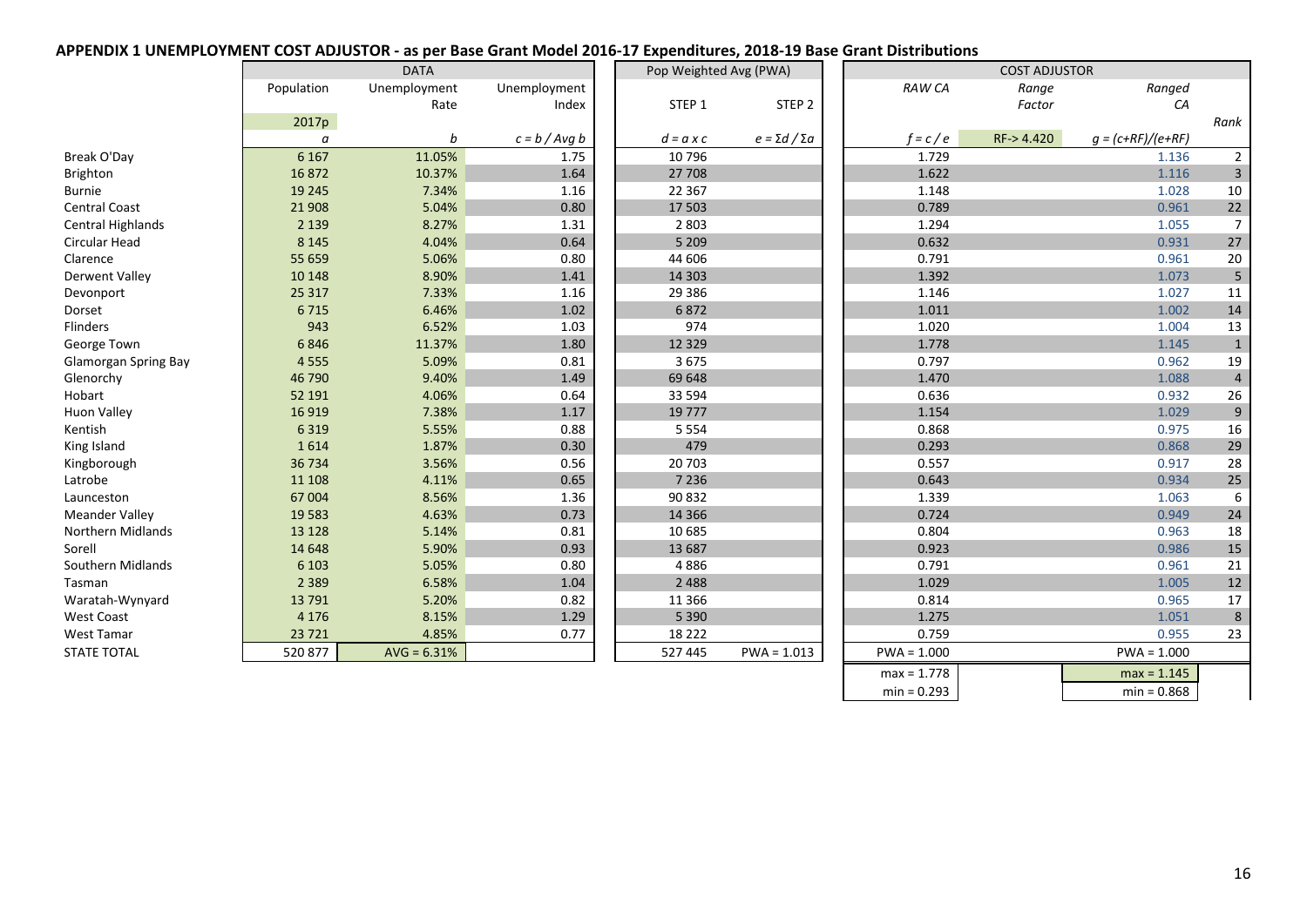**APPENDIX 1 UNEMPLOYMENT COST ADJUSTOR - as per Base Grant Model 2016-17 Expenditures, 2018-19 Base Grant Distributions**

| | DATA | | | Pop Weighted Avg (PWA) | | COST ADJUSTOR | | | |
|---|---|---|---|---|---|---|---|---|---|
| | Population | Unemployment Rate | Unemployment Index | STEP 1 | STEP 2 | *RAW CA* | *Range Factor* | *Ranged CA* | *Rank* |
| | 2017p | | | | | | | | |
| | *a* | *b* | $c = b / Avg\ b$ | $d = a \times c$ | $e = \Sigma d / \Sigma a$ | $f = c / e$ | RF-> 4.420 | $g = (c+RF)/(e+RF)$ | |
| Break O'Day | 6 167 | 11.05% | 1.75 | 10 796 | | 1.729 | | 1.136 | 2 |
| Brighton | 16 872 | 10.37% | 1.64 | 27 708 | | 1.622 | | 1.116 | 3 |
| Burnie | 19 245 | 7.34% | 1.16 | 22 367 | | 1.148 | | 1.028 | 10 |
| Central Coast | 21 908 | 5.04% | 0.80 | 17 503 | | 0.789 | | 0.961 | 22 |
| Central Highlands | 2 139 | 8.27% | 1.31 | 2 803 | | 1.294 | | 1.055 | 7 |
| Circular Head | 8 145 | 4.04% | 0.64 | 5 209 | | 0.632 | | 0.931 | 27 |
| Clarence | 55 659 | 5.06% | 0.80 | 44 606 | | 0.791 | | 0.961 | 20 |
| Derwent Valley | 10 148 | 8.90% | 1.41 | 14 303 | | 1.392 | | 1.073 | 5 |
| Devonport | 25 317 | 7.33% | 1.16 | 29 386 | | 1.146 | | 1.027 | 11 |
| Dorset | 6 715 | 6.46% | 1.02 | 6 872 | | 1.011 | | 1.002 | 14 |
| Flinders | 943 | 6.52% | 1.03 | 974 | | 1.020 | | 1.004 | 13 |
| George Town | 6 846 | 11.37% | 1.80 | 12 329 | | 1.778 | | 1.145 | 1 |
| Glamorgan Spring Bay | 4 555 | 5.09% | 0.81 | 3 675 | | 0.797 | | 0.962 | 19 |
| Glenorchy | 46 790 | 9.40% | 1.49 | 69 648 | | 1.470 | | 1.088 | 4 |
| Hobart | 52 191 | 4.06% | 0.64 | 33 594 | | 0.636 | | 0.932 | 26 |
| Huon Valley | 16 919 | 7.38% | 1.17 | 19 777 | | 1.154 | | 1.029 | 9 |
| Kentish | 6 319 | 5.55% | 0.88 | 5 554 | | 0.868 | | 0.975 | 16 |
| King Island | 1 614 | 1.87% | 0.30 | 479 | | 0.293 | | 0.868 | 29 |
| Kingborough | 36 734 | 3.56% | 0.56 | 20 703 | | 0.557 | | 0.917 | 28 |
| Latrobe | 11 108 | 4.11% | 0.65 | 7 236 | | 0.643 | | 0.934 | 25 |
| Launceston | 67 004 | 8.56% | 1.36 | 90 832 | | 1.339 | | 1.063 | 6 |
| Meander Valley | 19 583 | 4.63% | 0.73 | 14 366 | | 0.724 | | 0.949 | 24 |
| Northern Midlands | 13 128 | 5.14% | 0.81 | 10 685 | | 0.804 | | 0.963 | 18 |
| Sorell | 14 648 | 5.90% | 0.93 | 13 687 | | 0.923 | | 0.986 | 15 |
| Southern Midlands | 6 103 | 5.05% | 0.80 | 4 886 | | 0.791 | | 0.961 | 21 |
| Tasman | 2 389 | 6.58% | 1.04 | 2 488 | | 1.029 | | 1.005 | 12 |
| Waratah-Wynyard | 13 791 | 5.20% | 0.82 | 11 366 | | 0.814 | | 0.965 | 17 |
| West Coast | 4 176 | 8.15% | 1.29 | 5 390 | | 1.275 | | 1.051 | 8 |
| West Tamar | 23 721 | 4.85% | 0.77 | 18 222 | | 0.759 | | 0.955 | 23 |
| STATE TOTAL | 520 877 | AVG = 6.31% | | 527 445 | PWA = 1.013 | PWA = 1.000 | | PWA = 1.000 | |
| | | | | | | max = 1.778 | | max = 1.145 | |
| | | | | | | min = 0.293 | | min = 0.868 | |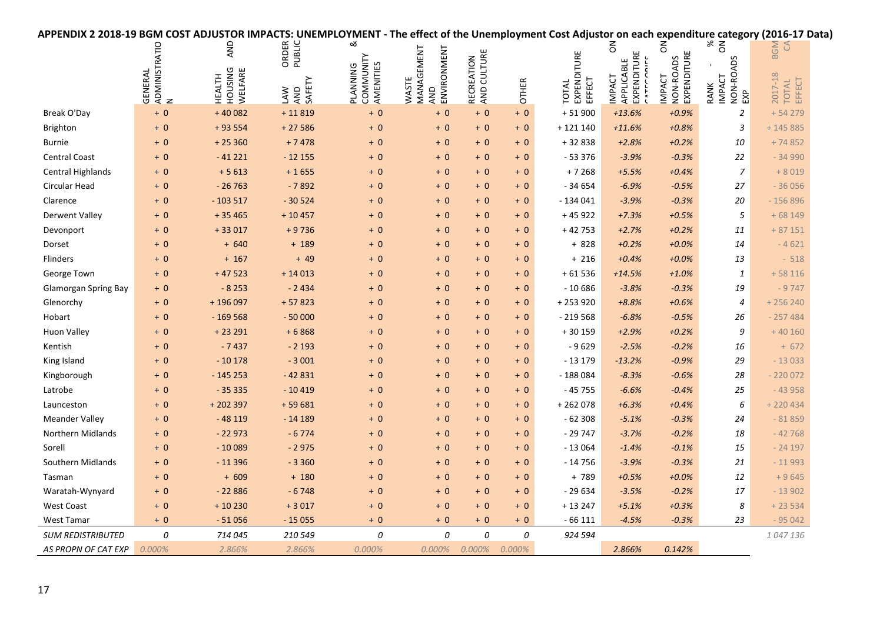**APPENDIX 2 2018-19 BGM COST ADJUSTOR IMPACTS: UNEMPLOYMENT - The effect of the Unemployment Cost Adjustor on each expenditure category (2016-17 Data)**

| | GENERAL ADMINISTRATION | HEALTH HOUSING AND WELFARE | LAW AND ORDER PUBLIC SAFETY | PLANNING & COMMUNITY AMENITIES | WASTE MANAGEMENT AND ENVIRONMENT | RECREATION AND CULTURE | OTHER | TOTAL EXPENDITURE EFFECT | IMPACT ON APPLICABLE EXPENDITURE CATEGORIES | IMPACT ON NON-ROADS EXPENDITURE | RANK - % IMPACT ON NON-ROADS EXP | 2017-18 BGM CA TOTAL EFFECT |
|---|---|---|---|---|---|---|---|---|---|---|---|---|
| Break O'Day | + 0 | + 40 082 | + 11 819 | + 0 | + 0 | + 0 | + 0 | + 51 900 | *+13.6%* | *+0.9%* | *2* | + 54 279 |
| Brighton | + 0 | + 93 554 | + 27 586 | + 0 | + 0 | + 0 | + 0 | + 121 140 | *+11.6%* | *+0.8%* | *3* | + 145 885 |
| Burnie | + 0 | + 25 360 | + 7 478 | + 0 | + 0 | + 0 | + 0 | + 32 838 | *+2.8%* | *+0.2%* | *10* | + 74 852 |
| Central Coast | + 0 | - 41 221 | - 12 155 | + 0 | + 0 | + 0 | + 0 | - 53 376 | *-3.9%* | *-0.3%* | *22* | - 34 990 |
| Central Highlands | + 0 | + 5 613 | + 1 655 | + 0 | + 0 | + 0 | + 0 | + 7 268 | *+5.5%* | *+0.4%* | *7* | + 8 019 |
| Circular Head | + 0 | - 26 763 | - 7 892 | + 0 | + 0 | + 0 | + 0 | - 34 654 | *-6.9%* | *-0.5%* | *27* | - 36 056 |
| Clarence | + 0 | - 103 517 | - 30 524 | + 0 | + 0 | + 0 | + 0 | - 134 041 | *-3.9%* | *-0.3%* | *20* | - 156 896 |
| Derwent Valley | + 0 | + 35 465 | + 10 457 | + 0 | + 0 | + 0 | + 0 | + 45 922 | *+7.3%* | *+0.5%* | *5* | + 68 149 |
| Devonport | + 0 | + 33 017 | + 9 736 | + 0 | + 0 | + 0 | + 0 | + 42 753 | *+2.7%* | *+0.2%* | *11* | + 87 151 |
| Dorset | + 0 | + 640 | + 189 | + 0 | + 0 | + 0 | + 0 | + 828 | *+0.2%* | *+0.0%* | *14* | - 4 621 |
| Flinders | + 0 | + 167 | + 49 | + 0 | + 0 | + 0 | + 0 | + 216 | *+0.4%* | *+0.0%* | *13* | - 518 |
| George Town | + 0 | + 47 523 | + 14 013 | + 0 | + 0 | + 0 | + 0 | + 61 536 | *+14.5%* | *+1.0%* | *1* | + 58 116 |
| Glamorgan Spring Bay | + 0 | - 8 253 | - 2 434 | + 0 | + 0 | + 0 | + 0 | - 10 686 | *-3.8%* | *-0.3%* | *19* | - 9 747 |
| Glenorchy | + 0 | + 196 097 | + 57 823 | + 0 | + 0 | + 0 | + 0 | + 253 920 | *+8.8%* | *+0.6%* | *4* | + 256 240 |
| Hobart | + 0 | - 169 568 | - 50 000 | + 0 | + 0 | + 0 | + 0 | - 219 568 | *-6.8%* | *-0.5%* | *26* | - 257 484 |
| Huon Valley | + 0 | + 23 291 | + 6 868 | + 0 | + 0 | + 0 | + 0 | + 30 159 | *+2.9%* | *+0.2%* | *9* | + 40 160 |
| Kentish | + 0 | - 7 437 | - 2 193 | + 0 | + 0 | + 0 | + 0 | - 9 629 | *-2.5%* | *-0.2%* | *16* | + 672 |
| King Island | + 0 | - 10 178 | - 3 001 | + 0 | + 0 | + 0 | + 0 | - 13 179 | *-13.2%* | *-0.9%* | *29* | - 13 033 |
| Kingborough | + 0 | - 145 253 | - 42 831 | + 0 | + 0 | + 0 | + 0 | - 188 084 | *-8.3%* | *-0.6%* | *28* | - 220 072 |
| Latrobe | + 0 | - 35 335 | - 10 419 | + 0 | + 0 | + 0 | + 0 | - 45 755 | *-6.6%* | *-0.4%* | *25* | - 43 958 |
| Launceston | + 0 | + 202 397 | + 59 681 | + 0 | + 0 | + 0 | + 0 | + 262 078 | *+6.3%* | *+0.4%* | *6* | + 220 434 |
| Meander Valley | + 0 | - 48 119 | - 14 189 | + 0 | + 0 | + 0 | + 0 | - 62 308 | *-5.1%* | *-0.3%* | *24* | - 81 859 |
| Northern Midlands | + 0 | - 22 973 | - 6 774 | + 0 | + 0 | + 0 | + 0 | - 29 747 | *-3.7%* | *-0.2%* | *18* | - 42 768 |
| Sorell | + 0 | - 10 089 | - 2 975 | + 0 | + 0 | + 0 | + 0 | - 13 064 | *-1.4%* | *-0.1%* | *15* | - 24 197 |
| Southern Midlands | + 0 | - 11 396 | - 3 360 | + 0 | + 0 | + 0 | + 0 | - 14 756 | *-3.9%* | *-0.3%* | *21* | - 11 993 |
| Tasman | + 0 | + 609 | + 180 | + 0 | + 0 | + 0 | + 0 | + 789 | *+0.5%* | *+0.0%* | *12* | + 9 645 |
| Waratah-Wynyard | + 0 | - 22 886 | - 6 748 | + 0 | + 0 | + 0 | + 0 | - 29 634 | *-3.5%* | *-0.2%* | *17* | - 13 902 |
| West Coast | + 0 | + 10 230 | + 3 017 | + 0 | + 0 | + 0 | + 0 | + 13 247 | *+5.1%* | *+0.3%* | *8* | + 23 534 |
| West Tamar | + 0 | - 51 056 | - 15 055 | + 0 | + 0 | + 0 | + 0 | - 66 111 | *-4.5%* | *-0.3%* | *23* | - 95 042 |
| *SUM REDISTRIBUTED* | *0* | *714 045* | *210 549* | *0* | *0* | *0* | *0* | *924 594* | | | | *1 047 136* |
| *AS PROPN OF CAT EXP* | *0.000%* | *2.866%* | *2.866%* | *0.000%* | *0.000%* | *0.000%* | *0.000%* | | *2.866%* | *0.142%* | | |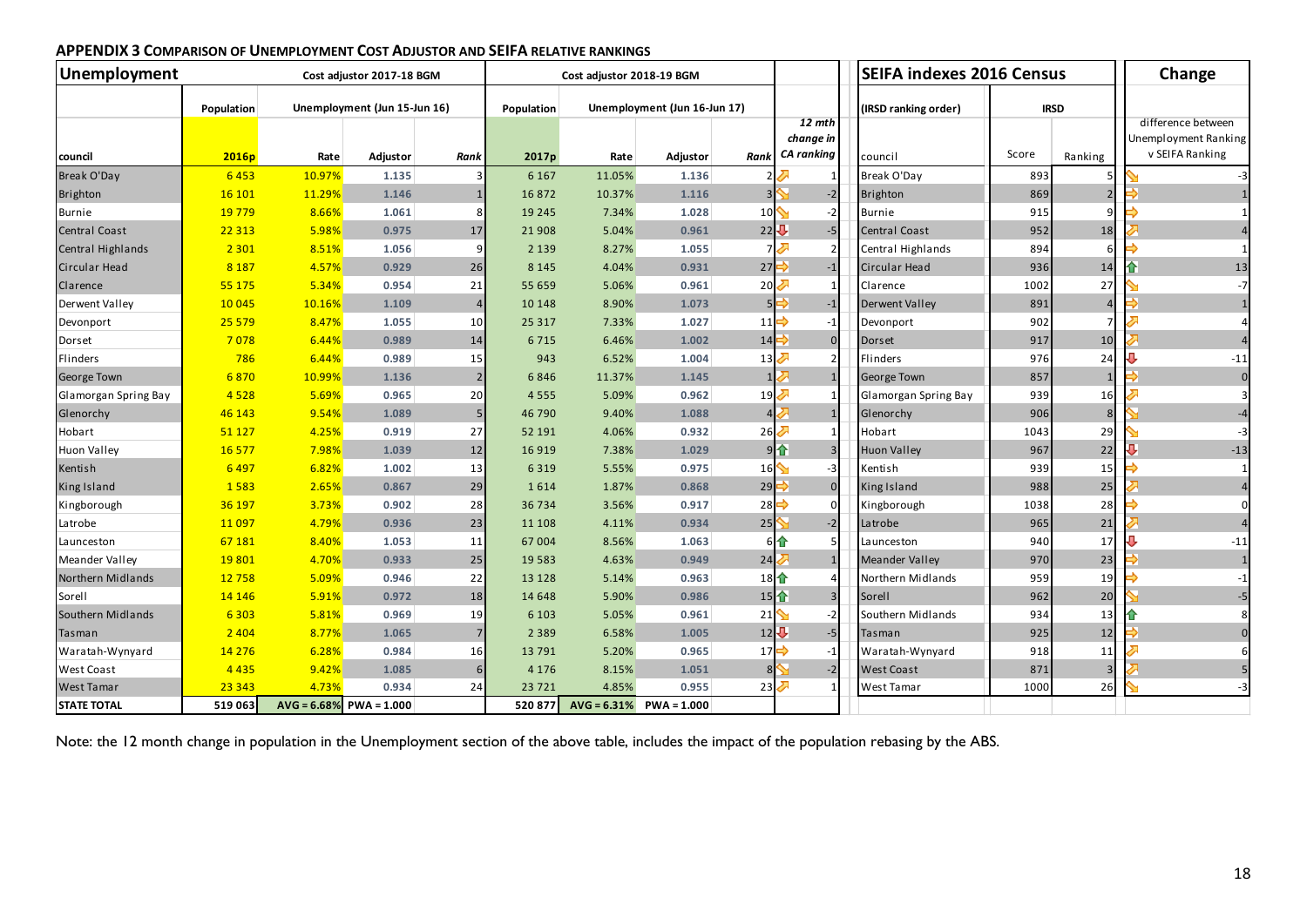## APPENDIX 3 COMPARISON OF UNEMPLOYMENT COST ADJUSTOR AND SEIFA RELATIVE RANKINGS

| Unemployment | Cost adjustor 2017-18 BGM | | | | Cost adjustor 2018-19 BGM | | | | | SEIFA indexes 2016 Census | | | Change |
|---|---|---|---|---|---|---|---|---|---|---|---|---|---|
| | Population | Unemployment (Jun 15-Jun 16) | | | Population | Unemployment (Jun 16-Jun 17) | | | | (IRSD ranking order) | IRSD | | |
| council | 2016p | Rate | Adjustor | Rank | 2017p | Rate | Adjustor | Rank | 12 mth change in CA ranking | council | Score | Ranking | difference between Unemployment Ranking v SEIFA Ranking |
| Break O'Day | 6 453 | 10.97% | 1.135 | 3 | 6 167 | 11.05% | 1.136 | 2 | 1 | Break O'Day | 893 | 5 | -3 |
| Brighton | 16 101 | 11.29% | 1.146 | 1 | 16 872 | 10.37% | 1.116 | 3 | -2 | Brighton | 869 | 2 | 1 |
| Burnie | 19 779 | 8.66% | 1.061 | 8 | 19 245 | 7.34% | 1.028 | 10 | -2 | Burnie | 915 | 9 | 1 |
| Central Coast | 22 313 | 5.98% | 0.975 | 17 | 21 908 | 5.04% | 0.961 | 22 | -5 | Central Coast | 952 | 18 | 4 |
| Central Highlands | 2 301 | 8.51% | 1.056 | 9 | 2 139 | 8.27% | 1.055 | 7 | 2 | Central Highlands | 894 | 6 | 1 |
| Circular Head | 8 187 | 4.57% | 0.929 | 26 | 8 145 | 4.04% | 0.931 | 27 | -1 | Circular Head | 936 | 14 | 13 |
| Clarence | 55 175 | 5.34% | 0.954 | 21 | 55 659 | 5.06% | 0.961 | 20 | 1 | Clarence | 1002 | 27 | -7 |
| Derwent Valley | 10 045 | 10.16% | 1.109 | 4 | 10 148 | 8.90% | 1.073 | 5 | -1 | Derwent Valley | 891 | 4 | 1 |
| Devonport | 25 579 | 8.47% | 1.055 | 10 | 25 317 | 7.33% | 1.027 | 11 | -1 | Devonport | 902 | 7 | 4 |
| Dorset | 7 078 | 6.44% | 0.989 | 14 | 6 715 | 6.46% | 1.002 | 14 | 0 | Dorset | 917 | 10 | 4 |
| Flinders | 786 | 6.44% | 0.989 | 15 | 943 | 6.52% | 1.004 | 13 | 2 | Flinders | 976 | 24 | -11 |
| George Town | 6 870 | 10.99% | 1.136 | 2 | 6 846 | 11.37% | 1.145 | 1 | 1 | George Town | 857 | 1 | 0 |
| Glamorgan Spring Bay | 4 528 | 5.69% | 0.965 | 20 | 4 555 | 5.09% | 0.962 | 19 | 1 | Glamorgan Spring Bay | 939 | 16 | 3 |
| Glenorchy | 46 143 | 9.54% | 1.089 | 5 | 46 790 | 9.40% | 1.088 | 4 | 1 | Glenorchy | 906 | 8 | -4 |
| Hobart | 51 127 | 4.25% | 0.919 | 27 | 52 191 | 4.06% | 0.932 | 26 | 1 | Hobart | 1043 | 29 | -3 |
| Huon Valley | 16 577 | 7.98% | 1.039 | 12 | 16 919 | 7.38% | 1.029 | 9 | 3 | Huon Valley | 967 | 22 | -13 |
| Kentish | 6 497 | 6.82% | 1.002 | 13 | 6 319 | 5.55% | 0.975 | 16 | -3 | Kentish | 939 | 15 | 1 |
| King Island | 1 583 | 2.65% | 0.867 | 29 | 1 614 | 1.87% | 0.868 | 29 | 0 | King Island | 988 | 25 | 4 |
| Kingborough | 36 197 | 3.73% | 0.902 | 28 | 36 734 | 3.56% | 0.917 | 28 | 0 | Kingborough | 1038 | 28 | 0 |
| Latrobe | 11 097 | 4.79% | 0.936 | 23 | 11 108 | 4.11% | 0.934 | 25 | -2 | Latrobe | 965 | 21 | 4 |
| Launceston | 67 181 | 8.40% | 1.053 | 11 | 67 004 | 8.56% | 1.063 | 6 | 5 | Launceston | 940 | 17 | -11 |
| Meander Valley | 19 801 | 4.70% | 0.933 | 25 | 19 583 | 4.63% | 0.949 | 24 | 1 | Meander Valley | 970 | 23 | 1 |
| Northern Midlands | 12 758 | 5.09% | 0.946 | 22 | 13 128 | 5.14% | 0.963 | 18 | 4 | Northern Midlands | 959 | 19 | -1 |
| Sorell | 14 146 | 5.91% | 0.972 | 18 | 14 648 | 5.90% | 0.986 | 15 | 3 | Sorell | 962 | 20 | -5 |
| Southern Midlands | 6 303 | 5.81% | 0.969 | 19 | 6 103 | 5.05% | 0.961 | 21 | -2 | Southern Midlands | 934 | 13 | 8 |
| Tasman | 2 404 | 8.77% | 1.065 | 7 | 2 389 | 6.58% | 1.005 | 12 | -5 | Tasman | 925 | 12 | 0 |
| Waratah-Wynyard | 14 276 | 6.28% | 0.984 | 16 | 13 791 | 5.20% | 0.965 | 17 | -1 | Waratah-Wynyard | 918 | 11 | 6 |
| West Coast | 4 435 | 9.42% | 1.085 | 6 | 4 176 | 8.15% | 1.051 | 8 | -2 | West Coast | 871 | 3 | 5 |
| West Tamar | 23 343 | 4.73% | 0.934 | 24 | 23 721 | 4.85% | 0.955 | 23 | 1 | West Tamar | 1000 | 26 | -3 |
| **STATE TOTAL** | 519 063 | AVG = 6.68% | PWA = 1.000 | | 520 877 | AVG = 6.31% | PWA = 1.000 | | | | | | |

Note: the 12 month change in population in the Unemployment section of the above table, includes the impact of the population rebasing by the ABS.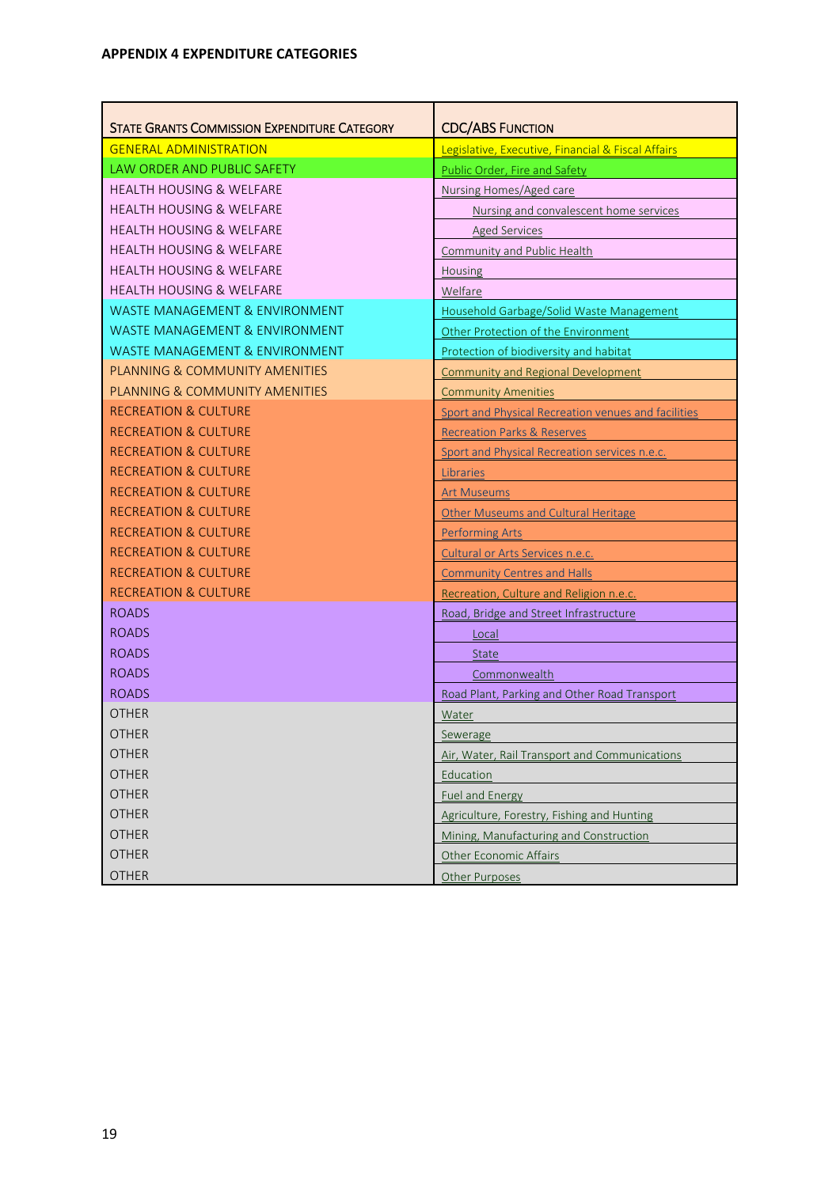**APPENDIX 4 EXPENDITURE CATEGORIES**

| State Grants Commission Expenditure Category | CDC/ABS Function |
|---|---|
| GENERAL ADMINISTRATION | Legislative, Executive, Financial & Fiscal Affairs |
| LAW ORDER AND PUBLIC SAFETY | Public Order, Fire and Safety |
| HEALTH HOUSING & WELFARE | Nursing Homes/Aged care |
| HEALTH HOUSING & WELFARE | Nursing and convalescent home services |
| HEALTH HOUSING & WELFARE | Aged Services |
| HEALTH HOUSING & WELFARE | Community and Public Health |
| HEALTH HOUSING & WELFARE | Housing |
| HEALTH HOUSING & WELFARE | Welfare |
| WASTE MANAGEMENT & ENVIRONMENT | Household Garbage/Solid Waste Management |
| WASTE MANAGEMENT & ENVIRONMENT | Other Protection of the Environment |
| WASTE MANAGEMENT & ENVIRONMENT | Protection of biodiversity and habitat |
| PLANNING & COMMUNITY AMENITIES | Community and Regional Development |
| PLANNING & COMMUNITY AMENITIES | Community Amenities |
| RECREATION & CULTURE | Sport and Physical Recreation venues and facilities |
| RECREATION & CULTURE | Recreation Parks & Reserves |
| RECREATION & CULTURE | Sport and Physical Recreation services n.e.c. |
| RECREATION & CULTURE | Libraries |
| RECREATION & CULTURE | Art Museums |
| RECREATION & CULTURE | Other Museums and Cultural Heritage |
| RECREATION & CULTURE | Performing Arts |
| RECREATION & CULTURE | Cultural or Arts Services n.e.c. |
| RECREATION & CULTURE | Community Centres and Halls |
| RECREATION & CULTURE | Recreation, Culture and Religion n.e.c. |
| ROADS | Road, Bridge and Street Infrastructure |
| ROADS | Local |
| ROADS | State |
| ROADS | Commonwealth |
| ROADS | Road Plant, Parking and Other Road Transport |
| OTHER | Water |
| OTHER | Sewerage |
| OTHER | Air, Water, Rail Transport and Communications |
| OTHER | Education |
| OTHER | Fuel and Energy |
| OTHER | Agriculture, Forestry, Fishing and Hunting |
| OTHER | Mining, Manufacturing and Construction |
| OTHER | Other Economic Affairs |
| OTHER | Other Purposes |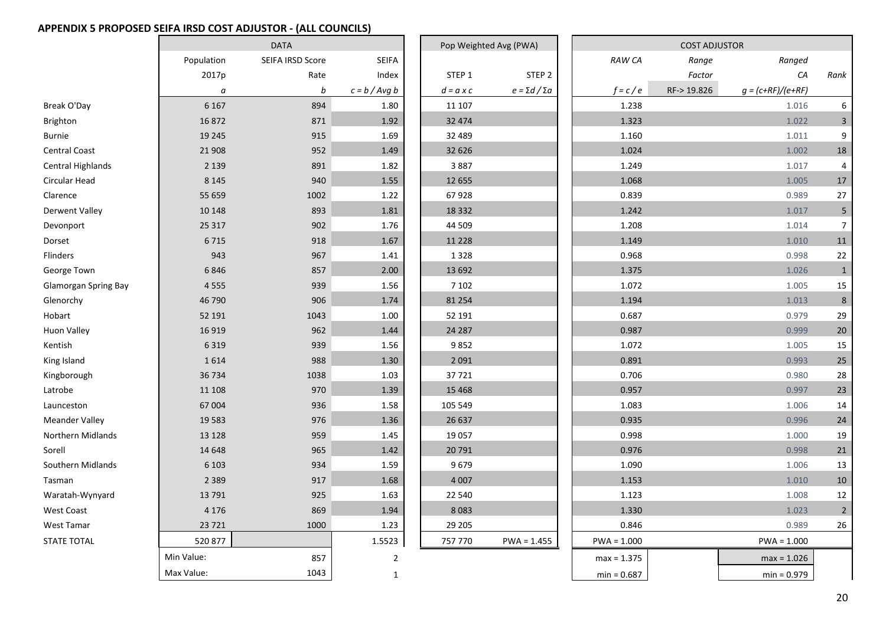## APPENDIX 5 PROPOSED SEIFA IRSD COST ADJUSTOR - (ALL COUNCILS)

| | DATA | | | Pop Weighted Avg (PWA) | | COST ADJUSTOR | | | |
|---|---|---|---|---|---|---|---|---|---|
| | Population | SEIFA IRSD Score | SEIFA | | | *RAW CA* | *Range* | *Ranged* | |
| | 2017p | Rate | Index | STEP 1 | STEP 2 | | *Factor* | *CA* | *Rank* |
| | *a* | *b* | *c = b / Avg b* | *d = a x c* | *e = Σd / Σa* | *f = c / e* | RF-> 19.826 | *g = (c+RF)/(e+RF)* | |
| Break O'Day | 6 167 | 894 | 1.80 | 11 107 | | 1.238 | | 1.016 | 6 |
| Brighton | 16 872 | 871 | 1.92 | 32 474 | | 1.323 | | 1.022 | 3 |
| Burnie | 19 245 | 915 | 1.69 | 32 489 | | 1.160 | | 1.011 | 9 |
| Central Coast | 21 908 | 952 | 1.49 | 32 626 | | 1.024 | | 1.002 | 18 |
| Central Highlands | 2 139 | 891 | 1.82 | 3 887 | | 1.249 | | 1.017 | 4 |
| Circular Head | 8 145 | 940 | 1.55 | 12 655 | | 1.068 | | 1.005 | 17 |
| Clarence | 55 659 | 1002 | 1.22 | 67 928 | | 0.839 | | 0.989 | 27 |
| Derwent Valley | 10 148 | 893 | 1.81 | 18 332 | | 1.242 | | 1.017 | 5 |
| Devonport | 25 317 | 902 | 1.76 | 44 509 | | 1.208 | | 1.014 | 7 |
| Dorset | 6 715 | 918 | 1.67 | 11 228 | | 1.149 | | 1.010 | 11 |
| Flinders | 943 | 967 | 1.41 | 1 328 | | 0.968 | | 0.998 | 22 |
| George Town | 6 846 | 857 | 2.00 | 13 692 | | 1.375 | | 1.026 | 1 |
| Glamorgan Spring Bay | 4 555 | 939 | 1.56 | 7 102 | | 1.072 | | 1.005 | 15 |
| Glenorchy | 46 790 | 906 | 1.74 | 81 254 | | 1.194 | | 1.013 | 8 |
| Hobart | 52 191 | 1043 | 1.00 | 52 191 | | 0.687 | | 0.979 | 29 |
| Huon Valley | 16 919 | 962 | 1.44 | 24 287 | | 0.987 | | 0.999 | 20 |
| Kentish | 6 319 | 939 | 1.56 | 9 852 | | 1.072 | | 1.005 | 15 |
| King Island | 1 614 | 988 | 1.30 | 2 091 | | 0.891 | | 0.993 | 25 |
| Kingborough | 36 734 | 1038 | 1.03 | 37 721 | | 0.706 | | 0.980 | 28 |
| Latrobe | 11 108 | 970 | 1.39 | 15 468 | | 0.957 | | 0.997 | 23 |
| Launceston | 67 004 | 936 | 1.58 | 105 549 | | 1.083 | | 1.006 | 14 |
| Meander Valley | 19 583 | 976 | 1.36 | 26 637 | | 0.935 | | 0.996 | 24 |
| Northern Midlands | 13 128 | 959 | 1.45 | 19 057 | | 0.998 | | 1.000 | 19 |
| Sorell | 14 648 | 965 | 1.42 | 20 791 | | 0.976 | | 0.998 | 21 |
| Southern Midlands | 6 103 | 934 | 1.59 | 9 679 | | 1.090 | | 1.006 | 13 |
| Tasman | 2 389 | 917 | 1.68 | 4 007 | | 1.153 | | 1.010 | 10 |
| Waratah-Wynyard | 13 791 | 925 | 1.63 | 22 540 | | 1.123 | | 1.008 | 12 |
| West Coast | 4 176 | 869 | 1.94 | 8 083 | | 1.330 | | 1.023 | 2 |
| West Tamar | 23 721 | 1000 | 1.23 | 29 205 | | 0.846 | | 0.989 | 26 |
| STATE TOTAL | 520 877 | | 1.5523 | 757 770 | PWA = 1.455 | PWA = 1.000 | | PWA = 1.000 | |
| | Min Value: | 857 | 2 | | | max = 1.375 | | max = 1.026 | |
| | Max Value: | 1043 | 1 | | | min = 0.687 | | min = 0.979 | |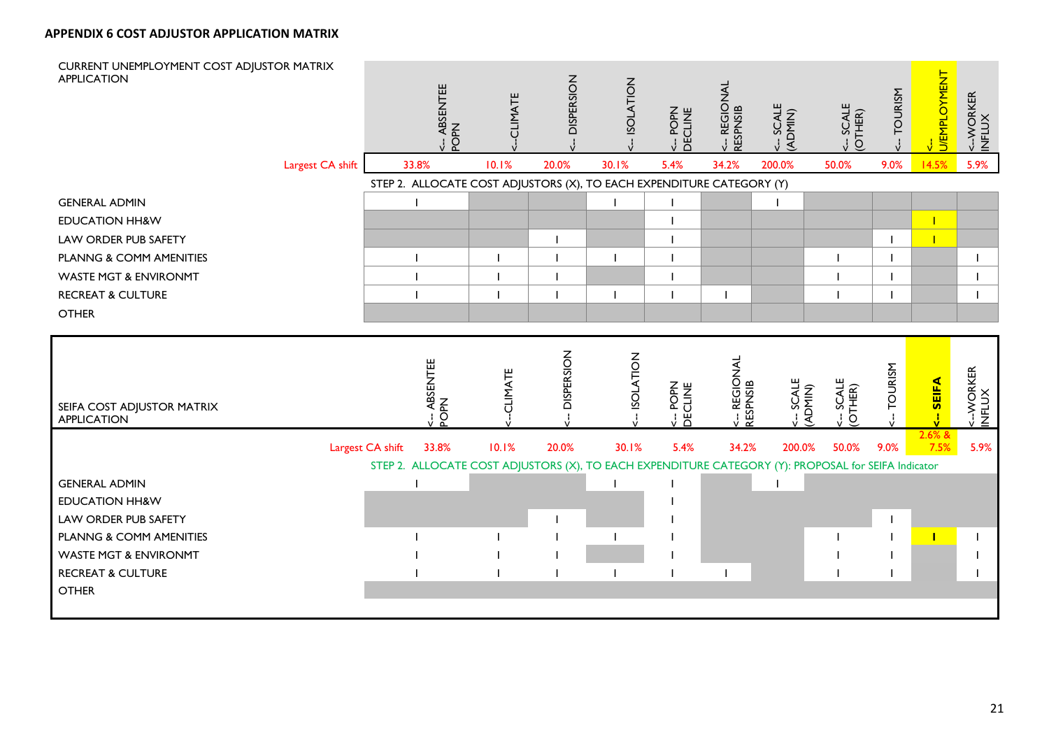**APPENDIX 6 COST ADJUSTOR APPLICATION MATRIX**

| CURRENT UNEMPLOYMENT COST ADJUSTOR MATRIX APPLICATION | <-- ABSENTEE POPN | <--CLIMATE | <-- DISPERSION | <-- ISOLATION | <-- POPN DECLINE | <-- REGIONAL RESPNSIB | <-- SCALE (ADMIN) | <-- SCALE (OTHER) | <-- TOURISM | <-- U/EMPLOYMENT | <--WORKER INFLUX |
|---|---|---|---|---|---|---|---|---|---|---|---|
| Largest CA shift | 33.8% | 10.1% | 20.0% | 30.1% | 5.4% | 34.2% | 200.0% | 50.0% | 9.0% | 14.5% | 5.9% |
| STEP 2. ALLOCATE COST ADJUSTORS (X), TO EACH EXPENDITURE CATEGORY (Y) | | | | | | | | | | | |
| GENERAL ADMIN | 1 | | | 1 | 1 | | 1 | | | | |
| EDUCATION HH&W | | | | | 1 | | | | | 1 | |
| LAW ORDER PUB SAFETY | | | 1 | | 1 | | | | 1 | 1 | |
| PLANNG & COMM AMENITIES | 1 | 1 | 1 | 1 | 1 | | | 1 | 1 | | 1 |
| WASTE MGT & ENVIRONMT | 1 | 1 | 1 | | 1 | | | 1 | 1 | | 1 |
| RECREAT & CULTURE | 1 | 1 | 1 | 1 | 1 | 1 | | 1 | 1 | | 1 |
| OTHER | | | | | | | | | | | |

| SEIFA COST ADJUSTOR MATRIX APPLICATION | <-- ABSENTEE POPN | <--CLIMATE | <-- DISPERSION | <-- ISOLATION | <-- POPN DECLINE | <-- REGIONAL RESPNSIB | <-- SCALE (ADMIN) | <-- SCALE (OTHER) | <-- TOURISM | <-- SEIFA | <--WORKER INFLUX |
|---|---|---|---|---|---|---|---|---|---|---|---|
| Largest CA shift | 33.8% | 10.1% | 20.0% | 30.1% | 5.4% | 34.2% | 200.0% | 50.0% | 9.0% | 2.6% & 7.5% | 5.9% |
| STEP 2. ALLOCATE COST ADJUSTORS (X), TO EACH EXPENDITURE CATEGORY (Y): PROPOSAL for SEIFA Indicator | | | | | | | | | | | |
| GENERAL ADMIN | 1 | | | 1 | 1 | | 1 | | | | |
| EDUCATION HH&W | | | | | 1 | | | | | | |
| LAW ORDER PUB SAFETY | | | 1 | | 1 | | | | 1 | | |
| PLANNG & COMM AMENITIES | 1 | 1 | 1 | 1 | 1 | | | 1 | 1 | 1 | 1 |
| WASTE MGT & ENVIRONMT | 1 | 1 | 1 | | 1 | | | 1 | 1 | | 1 |
| RECREAT & CULTURE | 1 | 1 | 1 | 1 | 1 | 1 | | 1 | 1 | | 1 |
| OTHER | | | | | | | | | | | |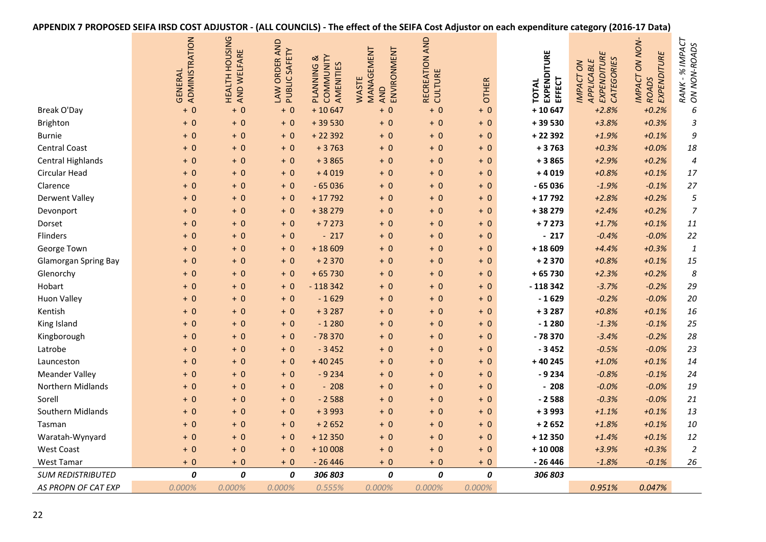**APPENDIX 7 PROPOSED SEIFA IRSD COST ADJUSTOR - (ALL COUNCILS) - The effect of the SEIFA Cost Adjustor on each expenditure category (2016-17 Data)**

| | GENERAL ADMINISTRATION | HEALTH HOUSING AND WELFARE | LAW ORDER AND PUBLIC SAFETY | PLANNING & COMMUNITY AMENITIES | WASTE MANAGEMENT AND ENVIRONMENT | RECREATION AND CULTURE | OTHER | TOTAL EXPENDITURE EFFECT | *IMPACT ON APPLICABLE EXPENDITURE CATEGORIES* | *IMPACT ON NON-ROADS EXPENDITURE* | *RANK - % IMPACT ON NON-ROADS* |
|---|---|---|---|---|---|---|---|---|---|---|---|
| Break O'Day | + 0 | + 0 | + 0 | + 10 647 | + 0 | + 0 | + 0 | **+ 10 647** | *+2.8%* | *+0.2%* | *6* |
| Brighton | + 0 | + 0 | + 0 | + 39 530 | + 0 | + 0 | + 0 | **+ 39 530** | *+3.8%* | *+0.3%* | *3* |
| Burnie | + 0 | + 0 | + 0 | + 22 392 | + 0 | + 0 | + 0 | **+ 22 392** | *+1.9%* | *+0.1%* | *9* |
| Central Coast | + 0 | + 0 | + 0 | + 3 763 | + 0 | + 0 | + 0 | **+ 3 763** | *+0.3%* | *+0.0%* | *18* |
| Central Highlands | + 0 | + 0 | + 0 | + 3 865 | + 0 | + 0 | + 0 | **+ 3 865** | *+2.9%* | *+0.2%* | *4* |
| Circular Head | + 0 | + 0 | + 0 | + 4 019 | + 0 | + 0 | + 0 | **+ 4 019** | *+0.8%* | *+0.1%* | *17* |
| Clarence | + 0 | + 0 | + 0 | - 65 036 | + 0 | + 0 | + 0 | **- 65 036** | *-1.9%* | *-0.1%* | *27* |
| Derwent Valley | + 0 | + 0 | + 0 | + 17 792 | + 0 | + 0 | + 0 | **+ 17 792** | *+2.8%* | *+0.2%* | *5* |
| Devonport | + 0 | + 0 | + 0 | + 38 279 | + 0 | + 0 | + 0 | **+ 38 279** | *+2.4%* | *+0.2%* | *7* |
| Dorset | + 0 | + 0 | + 0 | + 7 273 | + 0 | + 0 | + 0 | **+ 7 273** | *+1.7%* | *+0.1%* | *11* |
| Flinders | + 0 | + 0 | + 0 | - 217 | + 0 | + 0 | + 0 | **- 217** | *-0.4%* | *-0.0%* | *22* |
| George Town | + 0 | + 0 | + 0 | + 18 609 | + 0 | + 0 | + 0 | **+ 18 609** | *+4.4%* | *+0.3%* | *1* |
| Glamorgan Spring Bay | + 0 | + 0 | + 0 | + 2 370 | + 0 | + 0 | + 0 | **+ 2 370** | *+0.8%* | *+0.1%* | *15* |
| Glenorchy | + 0 | + 0 | + 0 | + 65 730 | + 0 | + 0 | + 0 | **+ 65 730** | *+2.3%* | *+0.2%* | *8* |
| Hobart | + 0 | + 0 | + 0 | - 118 342 | + 0 | + 0 | + 0 | **- 118 342** | *-3.7%* | *-0.2%* | *29* |
| Huon Valley | + 0 | + 0 | + 0 | - 1 629 | + 0 | + 0 | + 0 | **- 1 629** | *-0.2%* | *-0.0%* | *20* |
| Kentish | + 0 | + 0 | + 0 | + 3 287 | + 0 | + 0 | + 0 | **+ 3 287** | *+0.8%* | *+0.1%* | *16* |
| King Island | + 0 | + 0 | + 0 | - 1 280 | + 0 | + 0 | + 0 | **- 1 280** | *-1.3%* | *-0.1%* | *25* |
| Kingborough | + 0 | + 0 | + 0 | - 78 370 | + 0 | + 0 | + 0 | **- 78 370** | *-3.4%* | *-0.2%* | *28* |
| Latrobe | + 0 | + 0 | + 0 | - 3 452 | + 0 | + 0 | + 0 | **- 3 452** | *-0.5%* | *-0.0%* | *23* |
| Launceston | + 0 | + 0 | + 0 | + 40 245 | + 0 | + 0 | + 0 | **+ 40 245** | *+1.0%* | *+0.1%* | *14* |
| Meander Valley | + 0 | + 0 | + 0 | - 9 234 | + 0 | + 0 | + 0 | **- 9 234** | *-0.8%* | *-0.1%* | *24* |
| Northern Midlands | + 0 | + 0 | + 0 | - 208 | + 0 | + 0 | + 0 | **- 208** | *-0.0%* | *-0.0%* | *19* |
| Sorell | + 0 | + 0 | + 0 | - 2 588 | + 0 | + 0 | + 0 | **- 2 588** | *-0.3%* | *-0.0%* | *21* |
| Southern Midlands | + 0 | + 0 | + 0 | + 3 993 | + 0 | + 0 | + 0 | **+ 3 993** | *+1.1%* | *+0.1%* | *13* |
| Tasman | + 0 | + 0 | + 0 | + 2 652 | + 0 | + 0 | + 0 | **+ 2 652** | *+1.8%* | *+0.1%* | *10* |
| Waratah-Wynyard | + 0 | + 0 | + 0 | + 12 350 | + 0 | + 0 | + 0 | **+ 12 350** | *+1.4%* | *+0.1%* | *12* |
| West Coast | + 0 | + 0 | + 0 | + 10 008 | + 0 | + 0 | + 0 | **+ 10 008** | *+3.9%* | *+0.3%* | *2* |
| West Tamar | + 0 | + 0 | + 0 | - 26 446 | + 0 | + 0 | + 0 | **- 26 446** | *-1.8%* | *-0.1%* | *26* |
| *SUM REDISTRIBUTED* | ***0*** | ***0*** | ***0*** | ***306 803*** | ***0*** | ***0*** | ***0*** | ***306 803*** | | | |
| *AS PROPN OF CAT EXP* | *0.000%* | *0.000%* | *0.000%* | *0.555%* | *0.000%* | *0.000%* | *0.000%* | | ***0.951%*** | ***0.047%*** | |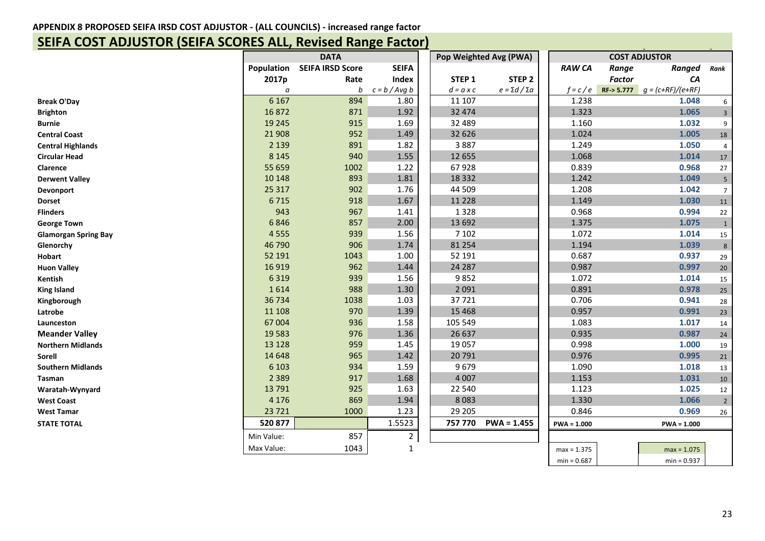APPENDIX 8 PROPOSED SEIFA IRSD COST ADJUSTOR - (ALL COUNCILS) - increased range factor

## SEIFA COST ADJUSTOR (SEIFA SCORES ALL, Revised Range Factor)

| | DATA | | | Pop Weighted Avg (PWA) | | COST ADJUSTOR | | | |
|---|---|---|---|---|---|---|---|---|---|
| | Population 2017p | SEIFA IRSD Score Rate | SEIFA Index | STEP 1 | STEP 2 | RAW CA | Range Factor | Ranged CA | Rank |
| | *a* | *b* | *c = b / Avg b* | *d = a x c* | *e = Σd / Σa* | *f = c / e* | RF-> 5.777 | *g = (c+RF)/(e+RF)* | |
| **Break O'Day** | 6 167 | 894 | 1.80 | 11 107 | | 1.238 | | 1.048 | 6 |
| **Brighton** | 16 872 | 871 | 1.92 | 32 474 | | 1.323 | | 1.065 | 3 |
| **Burnie** | 19 245 | 915 | 1.69 | 32 489 | | 1.160 | | 1.032 | 9 |
| **Central Coast** | 21 908 | 952 | 1.49 | 32 626 | | 1.024 | | 1.005 | 18 |
| **Central Highlands** | 2 139 | 891 | 1.82 | 3 887 | | 1.249 | | 1.050 | 4 |
| **Circular Head** | 8 145 | 940 | 1.55 | 12 655 | | 1.068 | | 1.014 | 17 |
| **Clarence** | 55 659 | 1002 | 1.22 | 67 928 | | 0.839 | | 0.968 | 27 |
| **Derwent Valley** | 10 148 | 893 | 1.81 | 18 332 | | 1.242 | | 1.049 | 5 |
| **Devonport** | 25 317 | 902 | 1.76 | 44 509 | | 1.208 | | 1.042 | 7 |
| **Dorset** | 6 715 | 918 | 1.67 | 11 228 | | 1.149 | | 1.030 | 11 |
| **Flinders** | 943 | 967 | 1.41 | 1 328 | | 0.968 | | 0.994 | 22 |
| **George Town** | 6 846 | 857 | 2.00 | 13 692 | | 1.375 | | 1.075 | 1 |
| **Glamorgan Spring Bay** | 4 555 | 939 | 1.56 | 7 102 | | 1.072 | | 1.014 | 15 |
| **Glenorchy** | 46 790 | 906 | 1.74 | 81 254 | | 1.194 | | 1.039 | 8 |
| **Hobart** | 52 191 | 1043 | 1.00 | 52 191 | | 0.687 | | 0.937 | 29 |
| **Huon Valley** | 16 919 | 962 | 1.44 | 24 287 | | 0.987 | | 0.997 | 20 |
| **Kentish** | 6 319 | 939 | 1.56 | 9 852 | | 1.072 | | 1.014 | 15 |
| **King Island** | 1 614 | 988 | 1.30 | 2 091 | | 0.891 | | 0.978 | 25 |
| **Kingborough** | 36 734 | 1038 | 1.03 | 37 721 | | 0.706 | | 0.941 | 28 |
| **Latrobe** | 11 108 | 970 | 1.39 | 15 468 | | 0.957 | | 0.991 | 23 |
| **Launceston** | 67 004 | 936 | 1.58 | 105 549 | | 1.083 | | 1.017 | 14 |
| **Meander Valley** | 19 583 | 976 | 1.36 | 26 637 | | 0.935 | | 0.987 | 24 |
| **Northern Midlands** | 13 128 | 959 | 1.45 | 19 057 | | 0.998 | | 1.000 | 19 |
| **Sorell** | 14 648 | 965 | 1.42 | 20 791 | | 0.976 | | 0.995 | 21 |
| **Southern Midlands** | 6 103 | 934 | 1.59 | 9 679 | | 1.090 | | 1.018 | 13 |
| **Tasman** | 2 389 | 917 | 1.68 | 4 007 | | 1.153 | | 1.031 | 10 |
| **Waratah-Wynyard** | 13 791 | 925 | 1.63 | 22 540 | | 1.123 | | 1.025 | 12 |
| **West Coast** | 4 176 | 869 | 1.94 | 8 083 | | 1.330 | | 1.066 | 2 |
| **West Tamar** | 23 721 | 1000 | 1.23 | 29 205 | | 0.846 | | 0.969 | 26 |
| **STATE TOTAL** | **520 877** | | 1.5523 | **757 770** | **PWA = 1.455** | **PWA = 1.000** | | **PWA = 1.000** | |
| | Min Value: | 857 | 2 | | | | | | |
| | Max Value: | 1043 | 1 | | | max = 1.375 | | max = 1.075 | |
| | | | | | | min = 0.687 | | min = 0.937 | |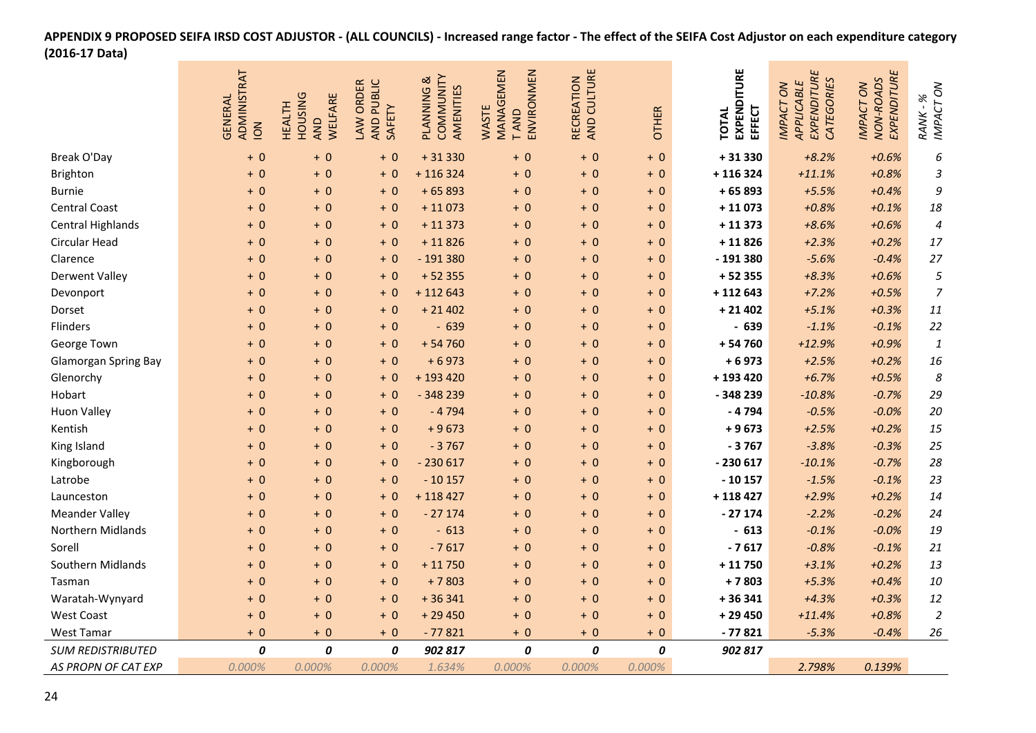**APPENDIX 9 PROPOSED SEIFA IRSD COST ADJUSTOR - (ALL COUNCILS) - Increased range factor - The effect of the SEIFA Cost Adjustor on each expenditure category (2016-17 Data)**

| | GENERAL ADMINISTRATION | HEALTH HOUSING AND WELFARE | LAW ORDER AND PUBLIC SAFETY | PLANNING & COMMUNITY AMENITIES | WASTE MANAGEMENT AND ENVIRONMENT | RECREATION AND CULTURE | OTHER | **TOTAL EXPENDITURE EFFECT** | *IMPACT ON APPLICABLE EXPENDITURE CATEGORIES* | *IMPACT ON NON-ROADS EXPENDITURE* | *RANK - % IMPACT ON* |
|---|---|---|---|---|---|---|---|---|---|---|---|
| Break O'Day | + 0 | + 0 | + 0 | + 31 330 | + 0 | + 0 | + 0 | **+ 31 330** | *+8.2%* | *+0.6%* | *6* |
| Brighton | + 0 | + 0 | + 0 | + 116 324 | + 0 | + 0 | + 0 | **+ 116 324** | *+11.1%* | *+0.8%* | *3* |
| Burnie | + 0 | + 0 | + 0 | + 65 893 | + 0 | + 0 | + 0 | **+ 65 893** | *+5.5%* | *+0.4%* | *9* |
| Central Coast | + 0 | + 0 | + 0 | + 11 073 | + 0 | + 0 | + 0 | **+ 11 073** | *+0.8%* | *+0.1%* | *18* |
| Central Highlands | + 0 | + 0 | + 0 | + 11 373 | + 0 | + 0 | + 0 | **+ 11 373** | *+8.6%* | *+0.6%* | *4* |
| Circular Head | + 0 | + 0 | + 0 | + 11 826 | + 0 | + 0 | + 0 | **+ 11 826** | *+2.3%* | *+0.2%* | *17* |
| Clarence | + 0 | + 0 | + 0 | - 191 380 | + 0 | + 0 | + 0 | **- 191 380** | *-5.6%* | *-0.4%* | *27* |
| Derwent Valley | + 0 | + 0 | + 0 | + 52 355 | + 0 | + 0 | + 0 | **+ 52 355** | *+8.3%* | *+0.6%* | *5* |
| Devonport | + 0 | + 0 | + 0 | + 112 643 | + 0 | + 0 | + 0 | **+ 112 643** | *+7.2%* | *+0.5%* | *7* |
| Dorset | + 0 | + 0 | + 0 | + 21 402 | + 0 | + 0 | + 0 | **+ 21 402** | *+5.1%* | *+0.3%* | *11* |
| Flinders | + 0 | + 0 | + 0 | - 639 | + 0 | + 0 | + 0 | **- 639** | *-1.1%* | *-0.1%* | *22* |
| George Town | + 0 | + 0 | + 0 | + 54 760 | + 0 | + 0 | + 0 | **+ 54 760** | *+12.9%* | *+0.9%* | *1* |
| Glamorgan Spring Bay | + 0 | + 0 | + 0 | + 6 973 | + 0 | + 0 | + 0 | **+ 6 973** | *+2.5%* | *+0.2%* | *16* |
| Glenorchy | + 0 | + 0 | + 0 | + 193 420 | + 0 | + 0 | + 0 | **+ 193 420** | *+6.7%* | *+0.5%* | *8* |
| Hobart | + 0 | + 0 | + 0 | - 348 239 | + 0 | + 0 | + 0 | **- 348 239** | *-10.8%* | *-0.7%* | *29* |
| Huon Valley | + 0 | + 0 | + 0 | - 4 794 | + 0 | + 0 | + 0 | **- 4 794** | *-0.5%* | *-0.0%* | *20* |
| Kentish | + 0 | + 0 | + 0 | + 9 673 | + 0 | + 0 | + 0 | **+ 9 673** | *+2.5%* | *+0.2%* | *15* |
| King Island | + 0 | + 0 | + 0 | - 3 767 | + 0 | + 0 | + 0 | **- 3 767** | *-3.8%* | *-0.3%* | *25* |
| Kingborough | + 0 | + 0 | + 0 | - 230 617 | + 0 | + 0 | + 0 | **- 230 617** | *-10.1%* | *-0.7%* | *28* |
| Latrobe | + 0 | + 0 | + 0 | - 10 157 | + 0 | + 0 | + 0 | **- 10 157** | *-1.5%* | *-0.1%* | *23* |
| Launceston | + 0 | + 0 | + 0 | + 118 427 | + 0 | + 0 | + 0 | **+ 118 427** | *+2.9%* | *+0.2%* | *14* |
| Meander Valley | + 0 | + 0 | + 0 | - 27 174 | + 0 | + 0 | + 0 | **- 27 174** | *-2.2%* | *-0.2%* | *24* |
| Northern Midlands | + 0 | + 0 | + 0 | - 613 | + 0 | + 0 | + 0 | **- 613** | *-0.1%* | *-0.0%* | *19* |
| Sorell | + 0 | + 0 | + 0 | - 7 617 | + 0 | + 0 | + 0 | **- 7 617** | *-0.8%* | *-0.1%* | *21* |
| Southern Midlands | + 0 | + 0 | + 0 | + 11 750 | + 0 | + 0 | + 0 | **+ 11 750** | *+3.1%* | *+0.2%* | *13* |
| Tasman | + 0 | + 0 | + 0 | + 7 803 | + 0 | + 0 | + 0 | **+ 7 803** | *+5.3%* | *+0.4%* | *10* |
| Waratah-Wynyard | + 0 | + 0 | + 0 | + 36 341 | + 0 | + 0 | + 0 | **+ 36 341** | *+4.3%* | *+0.3%* | *12* |
| West Coast | + 0 | + 0 | + 0 | + 29 450 | + 0 | + 0 | + 0 | **+ 29 450** | *+11.4%* | *+0.8%* | *2* |
| West Tamar | + 0 | + 0 | + 0 | - 77 821 | + 0 | + 0 | + 0 | **- 77 821** | *-5.3%* | *-0.4%* | *26* |
| *SUM REDISTRIBUTED* | ***0*** | ***0*** | ***0*** | ***902 817*** | ***0*** | ***0*** | ***0*** | ***902 817*** | | | |
| *AS PROPN OF CAT EXP* | *0.000%* | *0.000%* | *0.000%* | *1.634%* | *0.000%* | *0.000%* | *0.000%* | | ***2.798%*** | ***0.139%*** | |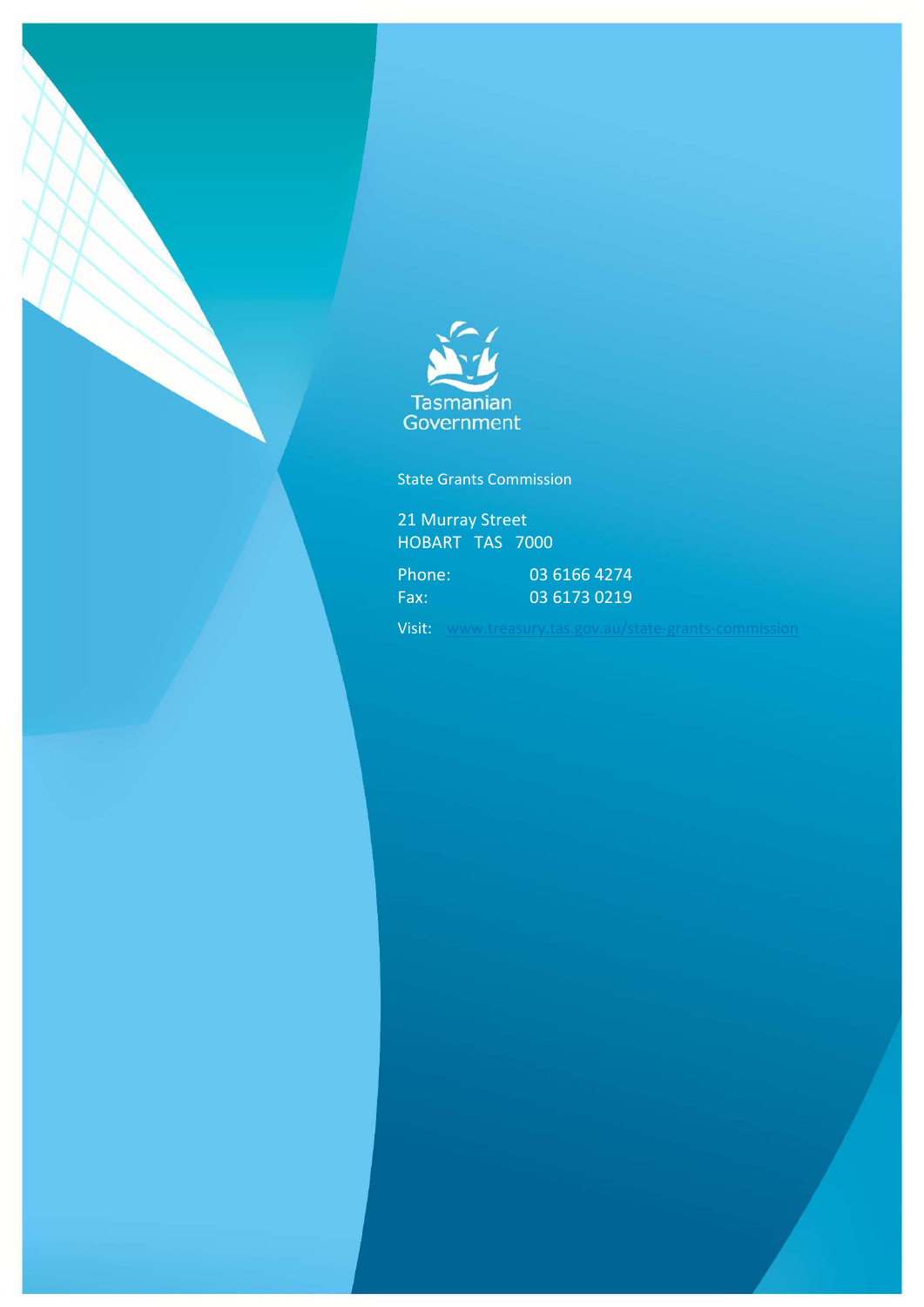Tasmanian Government

State Grants Commission

21 Murray Street
HOBART TAS 7000

Phone: 03 6166 4274
Fax: 03 6173 0219

Visit: www.treasury.tas.gov.au/state-grants-commission